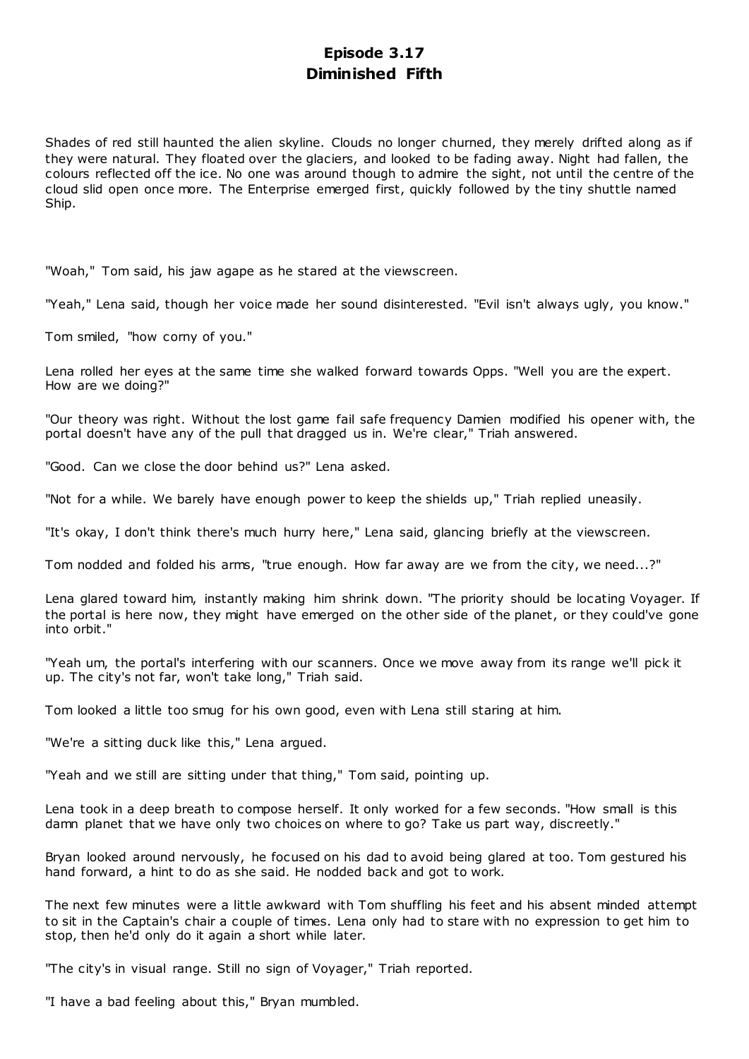# Episode 3.17
# Diminished Fifth

Shades of red still haunted the alien skyline. Clouds no longer churned, they merely drifted along as if they were natural. They floated over the glaciers, and looked to be fading away. Night had fallen, the colours reflected off the ice. No one was around though to admire the sight, not until the centre of the cloud slid open once more. The Enterprise emerged first, quickly followed by the tiny shuttle named Ship.

"Woah," Tom said, his jaw agape as he stared at the viewscreen.

"Yeah," Lena said, though her voice made her sound disinterested. "Evil isn't always ugly, you know."

Tom smiled, "how corny of you."

Lena rolled her eyes at the same time she walked forward towards Opps. "Well you are the expert. How are we doing?"

"Our theory was right. Without the lost game fail safe frequency Damien modified his opener with, the portal doesn't have any of the pull that dragged us in. We're clear," Triah answered.

"Good. Can we close the door behind us?" Lena asked.

"Not for a while. We barely have enough power to keep the shields up," Triah replied uneasily.

"It's okay, I don't think there's much hurry here," Lena said, glancing briefly at the viewscreen.

Tom nodded and folded his arms, "true enough. How far away are we from the city, we need...?"

Lena glared toward him, instantly making him shrink down. "The priority should be locating Voyager. If the portal is here now, they might have emerged on the other side of the planet, or they could've gone into orbit."

"Yeah um, the portal's interfering with our scanners. Once we move away from its range we'll pick it up. The city's not far, won't take long," Triah said.

Tom looked a little too smug for his own good, even with Lena still staring at him.

"We're a sitting duck like this," Lena argued.

"Yeah and we still are sitting under that thing," Tom said, pointing up.

Lena took in a deep breath to compose herself. It only worked for a few seconds. "How small is this damn planet that we have only two choices on where to go? Take us part way, discreetly."

Bryan looked around nervously, he focused on his dad to avoid being glared at too. Tom gestured his hand forward, a hint to do as she said. He nodded back and got to work.

The next few minutes were a little awkward with Tom shuffling his feet and his absent minded attempt to sit in the Captain's chair a couple of times. Lena only had to stare with no expression to get him to stop, then he'd only do it again a short while later.

"The city's in visual range. Still no sign of Voyager," Triah reported.

"I have a bad feeling about this," Bryan mumbled.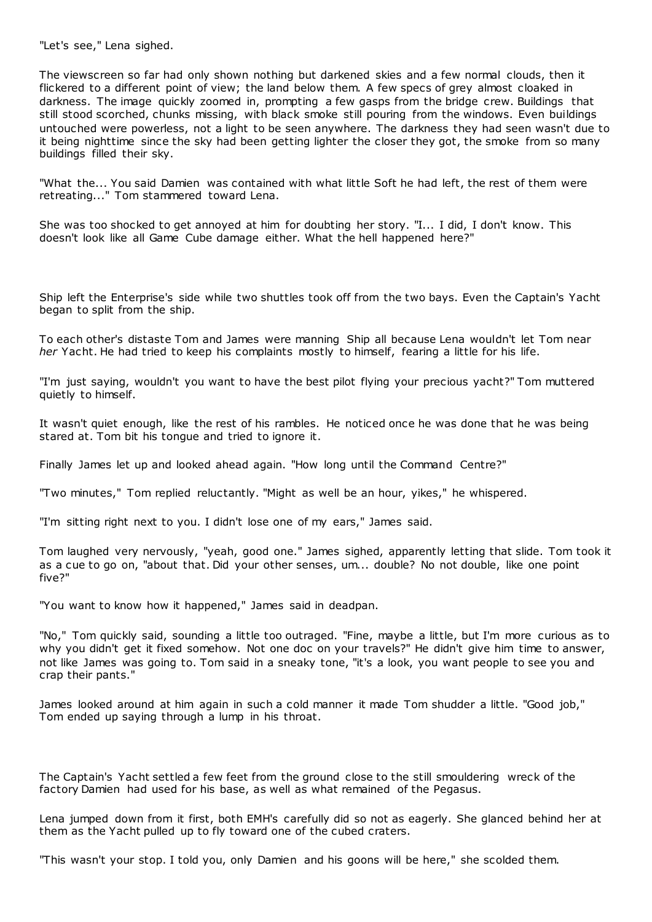"Let's see," Lena sighed.

The viewscreen so far had only shown nothing but darkened skies and a few normal clouds, then it flickered to a different point of view; the land below them. A few specs of grey almost cloaked in darkness. The image quickly zoomed in, prompting a few gasps from the bridge crew. Buildings that still stood scorched, chunks missing, with black smoke still pouring from the windows. Even buildings untouched were powerless, not a light to be seen anywhere. The darkness they had seen wasn't due to it being nighttime since the sky had been getting lighter the closer they got, the smoke from so many buildings filled their sky.

"What the... You said Damien was contained with what little Soft he had left, the rest of them were retreating..." Tom stammered toward Lena.

She was too shocked to get annoyed at him for doubting her story. "I... I did, I don't know. This doesn't look like all Game Cube damage either. What the hell happened here?"

Ship left the Enterprise's side while two shuttles took off from the two bays. Even the Captain's Yacht began to split from the ship.

To each other's distaste Tom and James were manning Ship all because Lena wouldn't let Tom near *her* Yacht. He had tried to keep his complaints mostly to himself, fearing a little for his life.

"I'm just saying, wouldn't you want to have the best pilot flying your precious yacht?" Tom muttered quietly to himself.

It wasn't quiet enough, like the rest of his rambles. He noticed once he was done that he was being stared at. Tom bit his tongue and tried to ignore it.

Finally James let up and looked ahead again. "How long until the Command Centre?"

"Two minutes," Tom replied reluctantly. "Might as well be an hour, yikes," he whispered.

"I'm sitting right next to you. I didn't lose one of my ears," James said.

Tom laughed very nervously, "yeah, good one." James sighed, apparently letting that slide. Tom took it as a cue to go on, "about that. Did your other senses, um... double? No not double, like one point five?"

"You want to know how it happened," James said in deadpan.

"No," Tom quickly said, sounding a little too outraged. "Fine, maybe a little, but I'm more curious as to why you didn't get it fixed somehow. Not one doc on your travels?" He didn't give him time to answer, not like James was going to. Tom said in a sneaky tone, "it's a look, you want people to see you and crap their pants."

James looked around at him again in such a cold manner it made Tom shudder a little. "Good job," Tom ended up saying through a lump in his throat.

The Captain's Yacht settled a few feet from the ground close to the still smouldering wreck of the factory Damien had used for his base, as well as what remained of the Pegasus.

Lena jumped down from it first, both EMH's carefully did so not as eagerly. She glanced behind her at them as the Yacht pulled up to fly toward one of the cubed craters.

"This wasn't your stop. I told you, only Damien and his goons will be here," she scolded them.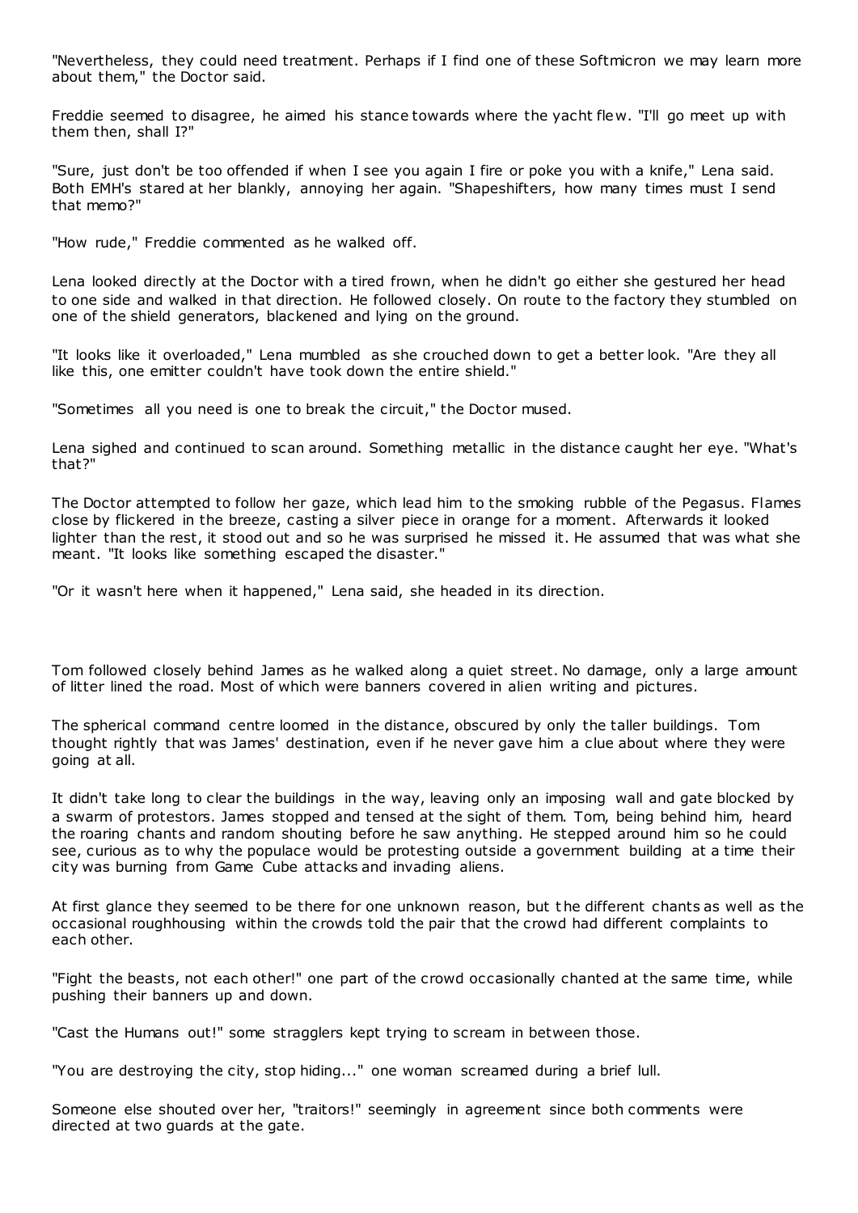"Nevertheless, they could need treatment. Perhaps if I find one of these Softmicron we may learn more about them," the Doctor said.

Freddie seemed to disagree, he aimed his stance towards where the yacht flew. "I'll go meet up with them then, shall I?"

"Sure, just don't be too offended if when I see you again I fire or poke you with a knife," Lena said. Both EMH's stared at her blankly, annoying her again. "Shapeshifters, how many times must I send that memo?"

"How rude," Freddie commented as he walked off.

Lena looked directly at the Doctor with a tired frown, when he didn't go either she gestured her head to one side and walked in that direction. He followed closely. On route to the factory they stumbled on one of the shield generators, blackened and lying on the ground.

"It looks like it overloaded," Lena mumbled as she crouched down to get a better look. "Are they all like this, one emitter couldn't have took down the entire shield."

"Sometimes all you need is one to break the circuit," the Doctor mused.

Lena sighed and continued to scan around. Something metallic in the distance caught her eye. "What's that?"

The Doctor attempted to follow her gaze, which lead him to the smoking rubble of the Pegasus. Flames close by flickered in the breeze, casting a silver piece in orange for a moment. Afterwards it looked lighter than the rest, it stood out and so he was surprised he missed it. He assumed that was what she meant. "It looks like something escaped the disaster."

"Or it wasn't here when it happened," Lena said, she headed in its direction.

Tom followed closely behind James as he walked along a quiet street. No damage, only a large amount of litter lined the road. Most of which were banners covered in alien writing and pictures.

The spherical command centre loomed in the distance, obscured by only the taller buildings. Tom thought rightly that was James' destination, even if he never gave him a clue about where they were going at all.

It didn't take long to clear the buildings in the way, leaving only an imposing wall and gate blocked by a swarm of protestors. James stopped and tensed at the sight of them. Tom, being behind him, heard the roaring chants and random shouting before he saw anything. He stepped around him so he could see, curious as to why the populace would be protesting outside a government building at a time their city was burning from Game Cube attacks and invading aliens.

At first glance they seemed to be there for one unknown reason, but the different chants as well as the occasional roughhousing within the crowds told the pair that the crowd had different complaints to each other.

"Fight the beasts, not each other!" one part of the crowd occasionally chanted at the same time, while pushing their banners up and down.

"Cast the Humans out!" some stragglers kept trying to scream in between those.

"You are destroying the city, stop hiding..." one woman screamed during a brief lull.

Someone else shouted over her, "traitors!" seemingly in agreement since both comments were directed at two guards at the gate.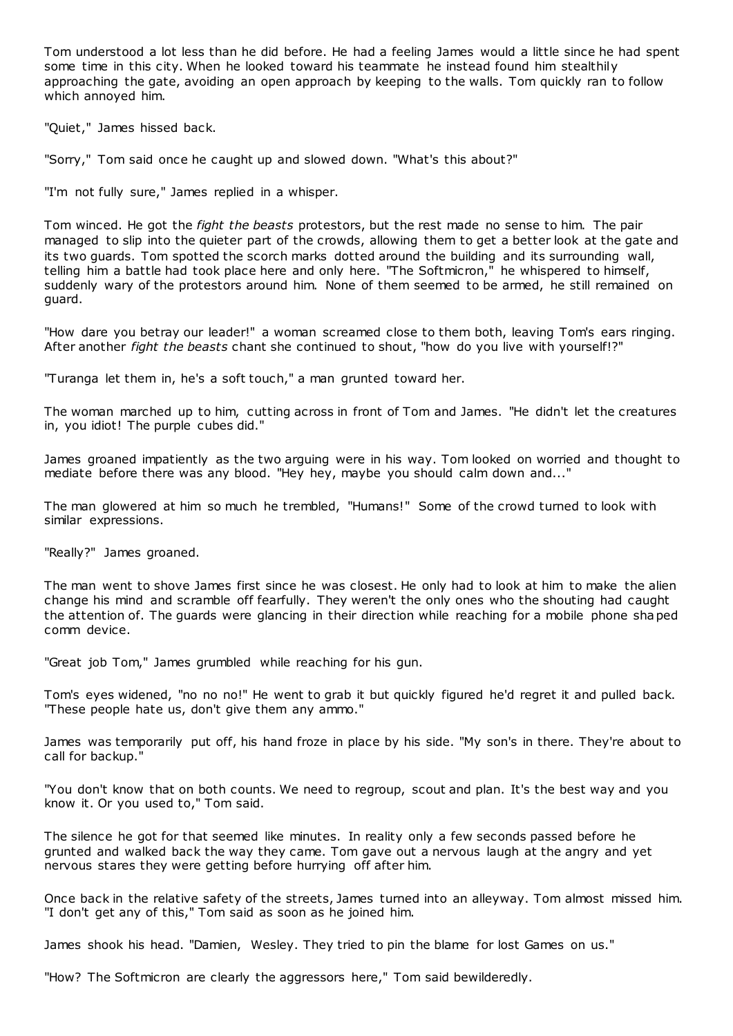Tom understood a lot less than he did before. He had a feeling James would a little since he had spent some time in this city. When he looked toward his teammate he instead found him stealthily approaching the gate, avoiding an open approach by keeping to the walls. Tom quickly ran to follow which annoyed him.

"Quiet," James hissed back.

"Sorry," Tom said once he caught up and slowed down. "What's this about?"

"I'm not fully sure," James replied in a whisper.

Tom winced. He got the *fight the beasts* protestors, but the rest made no sense to him. The pair managed to slip into the quieter part of the crowds, allowing them to get a better look at the gate and its two guards. Tom spotted the scorch marks dotted around the building and its surrounding wall, telling him a battle had took place here and only here. "The Softmicron," he whispered to himself, suddenly wary of the protestors around him. None of them seemed to be armed, he still remained on guard.

"How dare you betray our leader!" a woman screamed close to them both, leaving Tom's ears ringing. After another *fight the beasts* chant she continued to shout, "how do you live with yourself!?"

"Turanga let them in, he's a soft touch," a man grunted toward her.

The woman marched up to him, cutting across in front of Tom and James. "He didn't let the creatures in, you idiot! The purple cubes did."

James groaned impatiently as the two arguing were in his way. Tom looked on worried and thought to mediate before there was any blood. "Hey hey, maybe you should calm down and..."

The man glowered at him so much he trembled, "Humans!" Some of the crowd turned to look with similar expressions.

"Really?" James groaned.

The man went to shove James first since he was closest. He only had to look at him to make the alien change his mind and scramble off fearfully. They weren't the only ones who the shouting had caught the attention of. The guards were glancing in their direction while reaching for a mobile phone shaped comm device.

"Great job Tom," James grumbled while reaching for his gun.

Tom's eyes widened, "no no no!" He went to grab it but quickly figured he'd regret it and pulled back. "These people hate us, don't give them any ammo."

James was temporarily put off, his hand froze in place by his side. "My son's in there. They're about to call for backup."

"You don't know that on both counts. We need to regroup, scout and plan. It's the best way and you know it. Or you used to," Tom said.

The silence he got for that seemed like minutes. In reality only a few seconds passed before he grunted and walked back the way they came. Tom gave out a nervous laugh at the angry and yet nervous stares they were getting before hurrying off after him.

Once back in the relative safety of the streets, James turned into an alleyway. Tom almost missed him. "I don't get any of this," Tom said as soon as he joined him.

James shook his head. "Damien, Wesley. They tried to pin the blame for lost Games on us."

"How? The Softmicron are clearly the aggressors here," Tom said bewilderedly.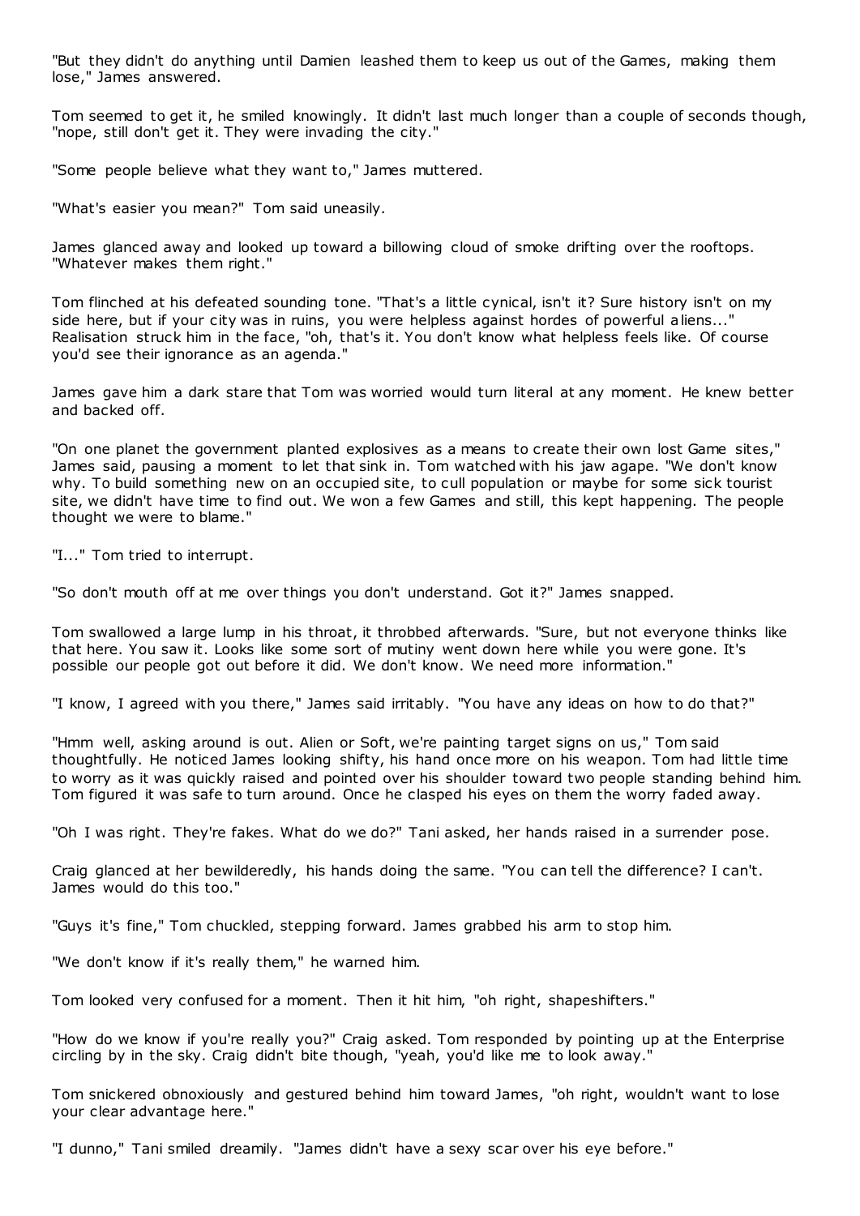"But they didn't do anything until Damien leashed them to keep us out of the Games, making them lose," James answered.

Tom seemed to get it, he smiled knowingly. It didn't last much longer than a couple of seconds though, "nope, still don't get it. They were invading the city."

"Some people believe what they want to," James muttered.

"What's easier you mean?" Tom said uneasily.

James glanced away and looked up toward a billowing cloud of smoke drifting over the rooftops. "Whatever makes them right."

Tom flinched at his defeated sounding tone. "That's a little cynical, isn't it? Sure history isn't on my side here, but if your city was in ruins, you were helpless against hordes of powerful aliens..." Realisation struck him in the face, "oh, that's it. You don't know what helpless feels like. Of course you'd see their ignorance as an agenda."

James gave him a dark stare that Tom was worried would turn literal at any moment. He knew better and backed off.

"On one planet the government planted explosives as a means to create their own lost Game sites," James said, pausing a moment to let that sink in. Tom watched with his jaw agape. "We don't know why. To build something new on an occupied site, to cull population or maybe for some sick tourist site, we didn't have time to find out. We won a few Games and still, this kept happening. The people thought we were to blame."

"I..." Tom tried to interrupt.

"So don't mouth off at me over things you don't understand. Got it?" James snapped.

Tom swallowed a large lump in his throat, it throbbed afterwards. "Sure, but not everyone thinks like that here. You saw it. Looks like some sort of mutiny went down here while you were gone. It's possible our people got out before it did. We don't know. We need more information."

"I know, I agreed with you there," James said irritably. "You have any ideas on how to do that?"

"Hmm well, asking around is out. Alien or Soft, we're painting target signs on us," Tom said thoughtfully. He noticed James looking shifty, his hand once more on his weapon. Tom had little time to worry as it was quickly raised and pointed over his shoulder toward two people standing behind him. Tom figured it was safe to turn around. Once he clasped his eyes on them the worry faded away.

"Oh I was right. They're fakes. What do we do?" Tani asked, her hands raised in a surrender pose.

Craig glanced at her bewilderedly, his hands doing the same. "You can tell the difference? I can't. James would do this too."

"Guys it's fine," Tom chuckled, stepping forward. James grabbed his arm to stop him.

"We don't know if it's really them," he warned him.

Tom looked very confused for a moment. Then it hit him, "oh right, shapeshifters."

"How do we know if you're really you?" Craig asked. Tom responded by pointing up at the Enterprise circling by in the sky. Craig didn't bite though, "yeah, you'd like me to look away."

Tom snickered obnoxiously and gestured behind him toward James, "oh right, wouldn't want to lose your clear advantage here."

"I dunno," Tani smiled dreamily. "James didn't have a sexy scar over his eye before."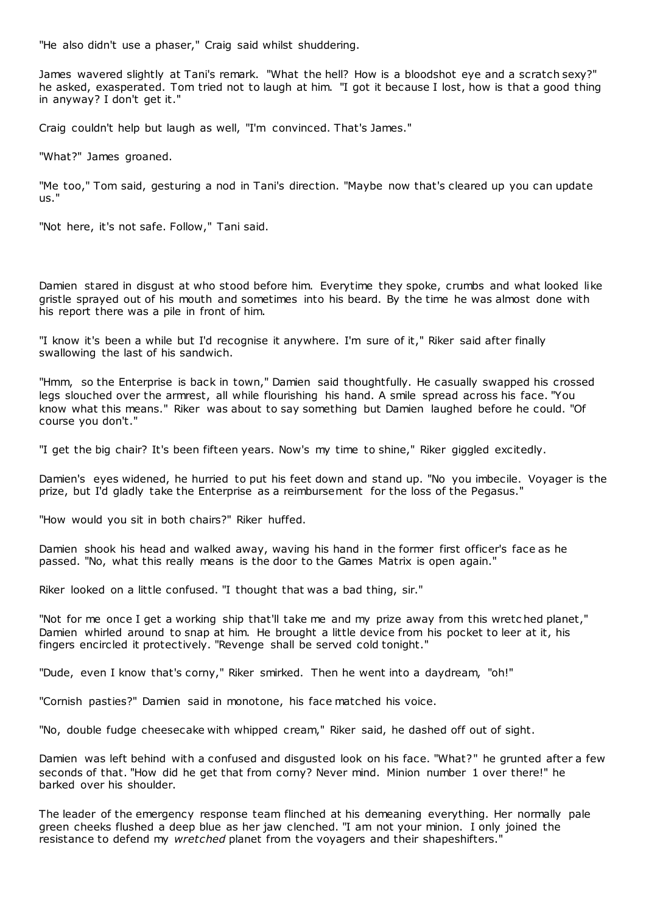"He also didn't use a phaser," Craig said whilst shuddering.

James wavered slightly at Tani's remark. "What the hell? How is a bloodshot eye and a scratch sexy?" he asked, exasperated. Tom tried not to laugh at him. "I got it because I lost, how is that a good thing in anyway? I don't get it."

Craig couldn't help but laugh as well, "I'm convinced. That's James."

"What?" James groaned.

"Me too," Tom said, gesturing a nod in Tani's direction. "Maybe now that's cleared up you can update us."

"Not here, it's not safe. Follow," Tani said.

Damien stared in disgust at who stood before him. Everytime they spoke, crumbs and what looked like gristle sprayed out of his mouth and sometimes into his beard. By the time he was almost done with his report there was a pile in front of him.

"I know it's been a while but I'd recognise it anywhere. I'm sure of it," Riker said after finally swallowing the last of his sandwich.

"Hmm, so the Enterprise is back in town," Damien said thoughtfully. He casually swapped his crossed legs slouched over the armrest, all while flourishing his hand. A smile spread across his face. "You know what this means." Riker was about to say something but Damien laughed before he could. "Of course you don't."

"I get the big chair? It's been fifteen years. Now's my time to shine," Riker giggled excitedly.

Damien's eyes widened, he hurried to put his feet down and stand up. "No you imbecile. Voyager is the prize, but I'd gladly take the Enterprise as a reimbursement for the loss of the Pegasus."

"How would you sit in both chairs?" Riker huffed.

Damien shook his head and walked away, waving his hand in the former first officer's face as he passed. "No, what this really means is the door to the Games Matrix is open again."

Riker looked on a little confused. "I thought that was a bad thing, sir."

"Not for me once I get a working ship that'll take me and my prize away from this wretched planet," Damien whirled around to snap at him. He brought a little device from his pocket to leer at it, his fingers encircled it protectively. "Revenge shall be served cold tonight."

"Dude, even I know that's corny," Riker smirked. Then he went into a daydream, "oh!"

"Cornish pasties?" Damien said in monotone, his face matched his voice.

"No, double fudge cheesecake with whipped cream," Riker said, he dashed off out of sight.

Damien was left behind with a confused and disgusted look on his face. "What?" he grunted after a few seconds of that. "How did he get that from corny? Never mind. Minion number 1 over there!" he barked over his shoulder.

The leader of the emergency response team flinched at his demeaning everything. Her normally pale green cheeks flushed a deep blue as her jaw clenched. "I am not your minion. I only joined the resistance to defend my *wretched* planet from the voyagers and their shapeshifters."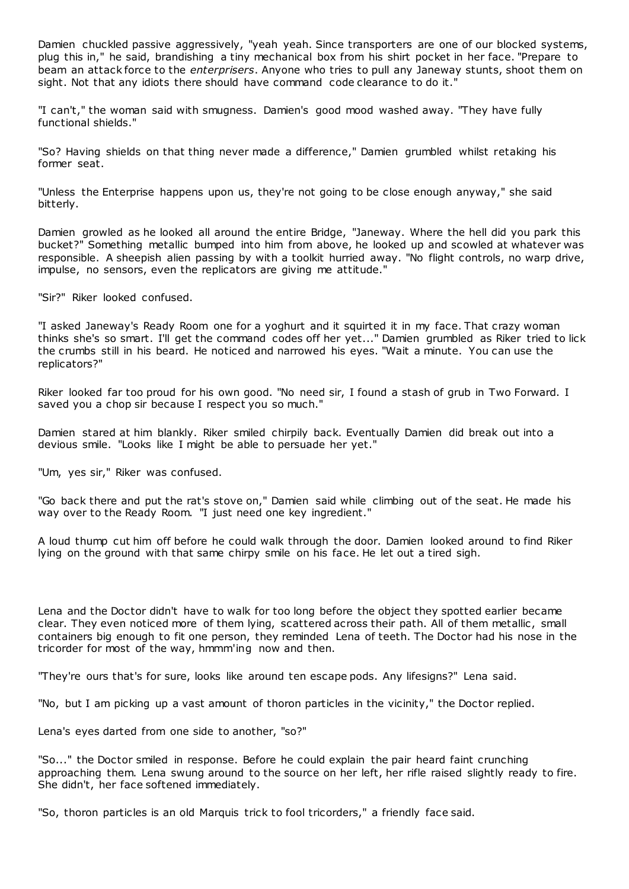Damien chuckled passive aggressively, "yeah yeah. Since transporters are one of our blocked systems, plug this in," he said, brandishing a tiny mechanical box from his shirt pocket in her face. "Prepare to beam an attack force to the *enterprisers*. Anyone who tries to pull any Janeway stunts, shoot them on sight. Not that any idiots there should have command code clearance to do it."

"I can't," the woman said with smugness. Damien's good mood washed away. "They have fully functional shields."

"So? Having shields on that thing never made a difference," Damien grumbled whilst retaking his former seat.

"Unless the Enterprise happens upon us, they're not going to be close enough anyway," she said bitterly.

Damien growled as he looked all around the entire Bridge, "Janeway. Where the hell did you park this bucket?" Something metallic bumped into him from above, he looked up and scowled at whatever was responsible. A sheepish alien passing by with a toolkit hurried away. "No flight controls, no warp drive, impulse, no sensors, even the replicators are giving me attitude."

"Sir?" Riker looked confused.

"I asked Janeway's Ready Room one for a yoghurt and it squirted it in my face. That crazy woman thinks she's so smart. I'll get the command codes off her yet..." Damien grumbled as Riker tried to lick the crumbs still in his beard. He noticed and narrowed his eyes. "Wait a minute. You can use the replicators?"

Riker looked far too proud for his own good. "No need sir, I found a stash of grub in Two Forward. I saved you a chop sir because I respect you so much."

Damien stared at him blankly. Riker smiled chirpily back. Eventually Damien did break out into a devious smile. "Looks like I might be able to persuade her yet."

"Um, yes sir," Riker was confused.

"Go back there and put the rat's stove on," Damien said while climbing out of the seat. He made his way over to the Ready Room. "I just need one key ingredient."

A loud thump cut him off before he could walk through the door. Damien looked around to find Riker lying on the ground with that same chirpy smile on his face. He let out a tired sigh.

Lena and the Doctor didn't have to walk for too long before the object they spotted earlier became clear. They even noticed more of them lying, scattered across their path. All of them metallic, small containers big enough to fit one person, they reminded Lena of teeth. The Doctor had his nose in the tricorder for most of the way, hmmm'ing now and then.

"They're ours that's for sure, looks like around ten escape pods. Any lifesigns?" Lena said.

"No, but I am picking up a vast amount of thoron particles in the vicinity," the Doctor replied.

Lena's eyes darted from one side to another, "so?"

"So..." the Doctor smiled in response. Before he could explain the pair heard faint crunching approaching them. Lena swung around to the source on her left, her rifle raised slightly ready to fire. She didn't, her face softened immediately.

"So, thoron particles is an old Marquis trick to fool tricorders," a friendly face said.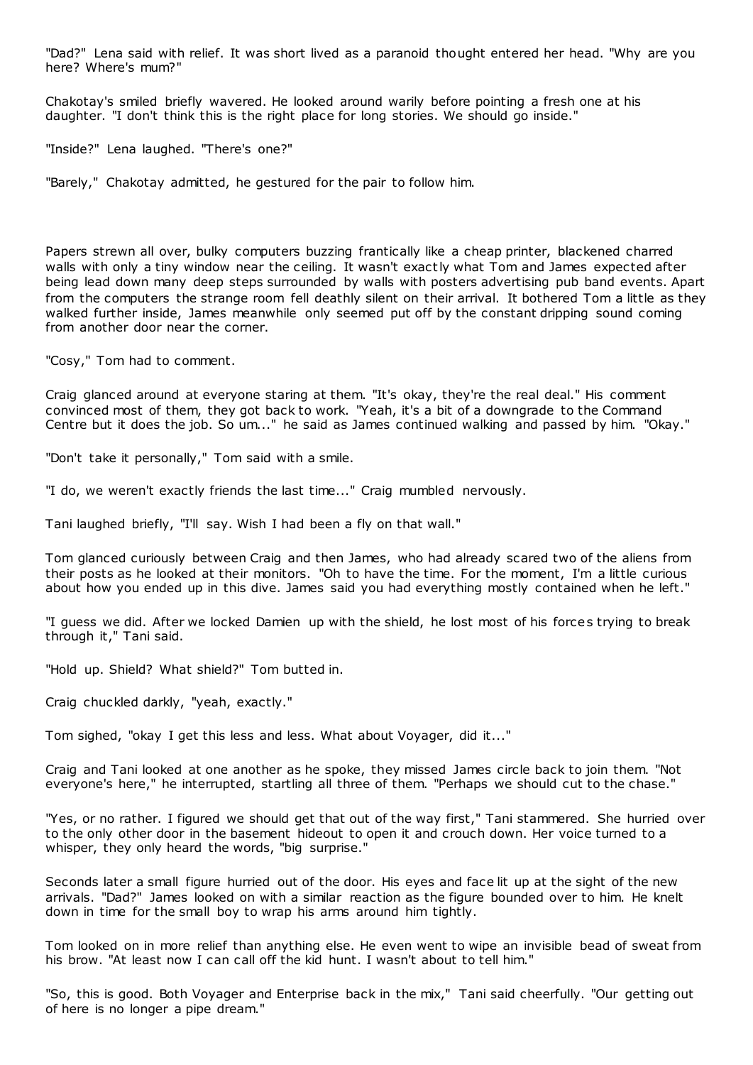"Dad?" Lena said with relief. It was short lived as a paranoid thought entered her head. "Why are you here? Where's mum?"

Chakotay's smiled briefly wavered. He looked around warily before pointing a fresh one at his daughter. "I don't think this is the right place for long stories. We should go inside."

"Inside?" Lena laughed. "There's one?"

"Barely," Chakotay admitted, he gestured for the pair to follow him.

Papers strewn all over, bulky computers buzzing frantically like a cheap printer, blackened charred walls with only a tiny window near the ceiling. It wasn't exactly what Tom and James expected after being lead down many deep steps surrounded by walls with posters advertising pub band events. Apart from the computers the strange room fell deathly silent on their arrival. It bothered Tom a little as they walked further inside, James meanwhile only seemed put off by the constant dripping sound coming from another door near the corner.

"Cosy," Tom had to comment.

Craig glanced around at everyone staring at them. "It's okay, they're the real deal." His comment convinced most of them, they got back to work. "Yeah, it's a bit of a downgrade to the Command Centre but it does the job. So um..." he said as James continued walking and passed by him. "Okay."

"Don't take it personally," Tom said with a smile.

"I do, we weren't exactly friends the last time..." Craig mumbled nervously.

Tani laughed briefly, "I'll say. Wish I had been a fly on that wall."

Tom glanced curiously between Craig and then James, who had already scared two of the aliens from their posts as he looked at their monitors. "Oh to have the time. For the moment, I'm a little curious about how you ended up in this dive. James said you had everything mostly contained when he left."

"I guess we did. After we locked Damien up with the shield, he lost most of his forces trying to break through it," Tani said.

"Hold up. Shield? What shield?" Tom butted in.

Craig chuckled darkly, "yeah, exactly."

Tom sighed, "okay I get this less and less. What about Voyager, did it..."

Craig and Tani looked at one another as he spoke, they missed James circle back to join them. "Not everyone's here," he interrupted, startling all three of them. "Perhaps we should cut to the chase."

"Yes, or no rather. I figured we should get that out of the way first," Tani stammered. She hurried over to the only other door in the basement hideout to open it and crouch down. Her voice turned to a whisper, they only heard the words, "big surprise."

Seconds later a small figure hurried out of the door. His eyes and face lit up at the sight of the new arrivals. "Dad?" James looked on with a similar reaction as the figure bounded over to him. He knelt down in time for the small boy to wrap his arms around him tightly.

Tom looked on in more relief than anything else. He even went to wipe an invisible bead of sweat from his brow. "At least now I can call off the kid hunt. I wasn't about to tell him."

"So, this is good. Both Voyager and Enterprise back in the mix," Tani said cheerfully. "Our getting out of here is no longer a pipe dream."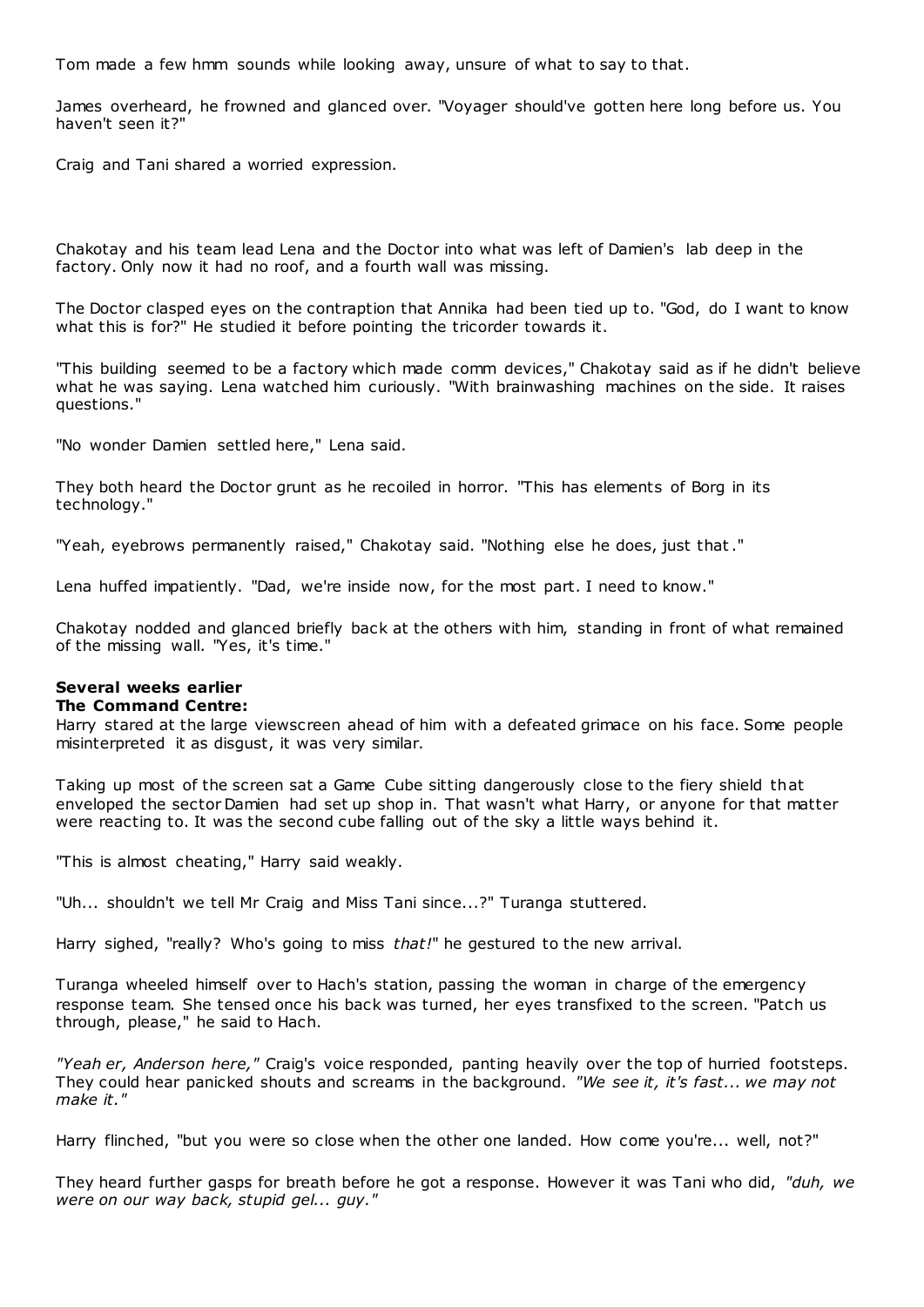Tom made a few hmm sounds while looking away, unsure of what to say to that.

James overheard, he frowned and glanced over. "Voyager should've gotten here long before us. You haven't seen it?"

Craig and Tani shared a worried expression.

Chakotay and his team lead Lena and the Doctor into what was left of Damien's lab deep in the factory. Only now it had no roof, and a fourth wall was missing.

The Doctor clasped eyes on the contraption that Annika had been tied up to. "God, do I want to know what this is for?" He studied it before pointing the tricorder towards it.

"This building seemed to be a factory which made comm devices," Chakotay said as if he didn't believe what he was saying. Lena watched him curiously. "With brainwashing machines on the side. It raises questions."

"No wonder Damien settled here," Lena said.

They both heard the Doctor grunt as he recoiled in horror. "This has elements of Borg in its technology."

"Yeah, eyebrows permanently raised," Chakotay said. "Nothing else he does, just that."

Lena huffed impatiently. "Dad, we're inside now, for the most part. I need to know."

Chakotay nodded and glanced briefly back at the others with him, standing in front of what remained of the missing wall. "Yes, it's time."

**Several weeks earlier**
**The Command Centre:**
Harry stared at the large viewscreen ahead of him with a defeated grimace on his face. Some people misinterpreted it as disgust, it was very similar.

Taking up most of the screen sat a Game Cube sitting dangerously close to the fiery shield that enveloped the sector Damien had set up shop in. That wasn't what Harry, or anyone for that matter were reacting to. It was the second cube falling out of the sky a little ways behind it.

"This is almost cheating," Harry said weakly.

"Uh... shouldn't we tell Mr Craig and Miss Tani since...?" Turanga stuttered.

Harry sighed, "really? Who's going to miss *that!*" he gestured to the new arrival.

Turanga wheeled himself over to Hach's station, passing the woman in charge of the emergency response team. She tensed once his back was turned, her eyes transfixed to the screen. "Patch us through, please," he said to Hach.

*"Yeah er, Anderson here,"* Craig's voice responded, panting heavily over the top of hurried footsteps. They could hear panicked shouts and screams in the background. *"We see it, it's fast... we may not make it."*

Harry flinched, "but you were so close when the other one landed. How come you're... well, not?"

They heard further gasps for breath before he got a response. However it was Tani who did, *"duh, we were on our way back, stupid gel... guy."*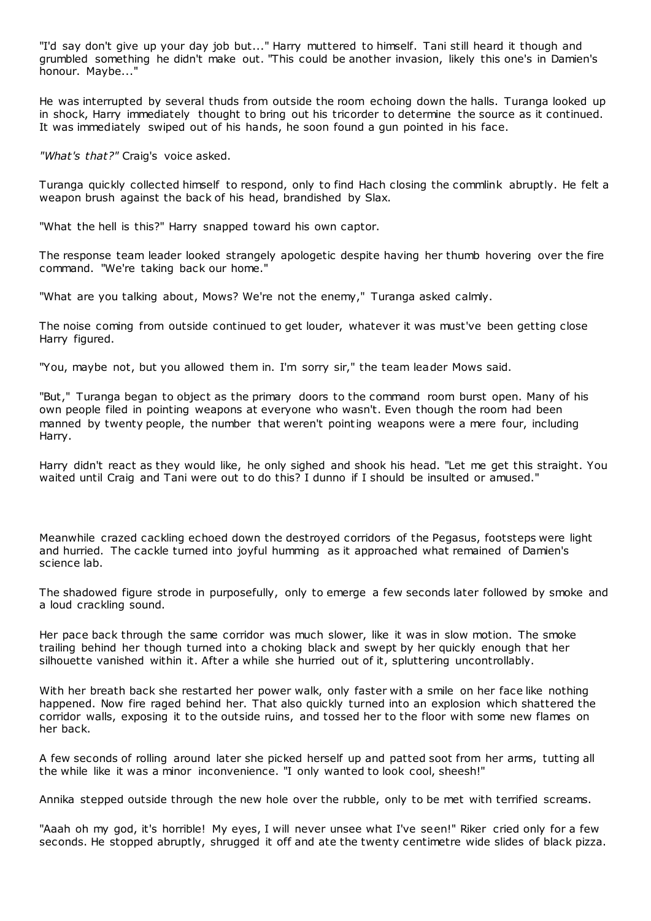"I'd say don't give up your day job but..." Harry muttered to himself. Tani still heard it though and grumbled something he didn't make out. "This could be another invasion, likely this one's in Damien's honour. Maybe..."

He was interrupted by several thuds from outside the room echoing down the halls. Turanga looked up in shock, Harry immediately thought to bring out his tricorder to determine the source as it continued. It was immediately swiped out of his hands, he soon found a gun pointed in his face.

*"What's that?"* Craig's voice asked.

Turanga quickly collected himself to respond, only to find Hach closing the commlink abruptly. He felt a weapon brush against the back of his head, brandished by Slax.

"What the hell is this?" Harry snapped toward his own captor.

The response team leader looked strangely apologetic despite having her thumb hovering over the fire command. "We're taking back our home."

"What are you talking about, Mows? We're not the enemy," Turanga asked calmly.

The noise coming from outside continued to get louder, whatever it was must've been getting close Harry figured.

"You, maybe not, but you allowed them in. I'm sorry sir," the team leader Mows said.

"But," Turanga began to object as the primary doors to the command room burst open. Many of his own people filed in pointing weapons at everyone who wasn't. Even though the room had been manned by twenty people, the number that weren't pointing weapons were a mere four, including Harry.

Harry didn't react as they would like, he only sighed and shook his head. "Let me get this straight. You waited until Craig and Tani were out to do this? I dunno if I should be insulted or amused."

Meanwhile crazed cackling echoed down the destroyed corridors of the Pegasus, footsteps were light and hurried. The cackle turned into joyful humming as it approached what remained of Damien's science lab.

The shadowed figure strode in purposefully, only to emerge a few seconds later followed by smoke and a loud crackling sound.

Her pace back through the same corridor was much slower, like it was in slow motion. The smoke trailing behind her though turned into a choking black and swept by her quickly enough that her silhouette vanished within it. After a while she hurried out of it, spluttering uncontrollably.

With her breath back she restarted her power walk, only faster with a smile on her face like nothing happened. Now fire raged behind her. That also quickly turned into an explosion which shattered the corridor walls, exposing it to the outside ruins, and tossed her to the floor with some new flames on her back.

A few seconds of rolling around later she picked herself up and patted soot from her arms, tutting all the while like it was a minor inconvenience. "I only wanted to look cool, sheesh!"

Annika stepped outside through the new hole over the rubble, only to be met with terrified screams.

"Aaah oh my god, it's horrible! My eyes, I will never unsee what I've seen!" Riker cried only for a few seconds. He stopped abruptly, shrugged it off and ate the twenty centimetre wide slides of black pizza.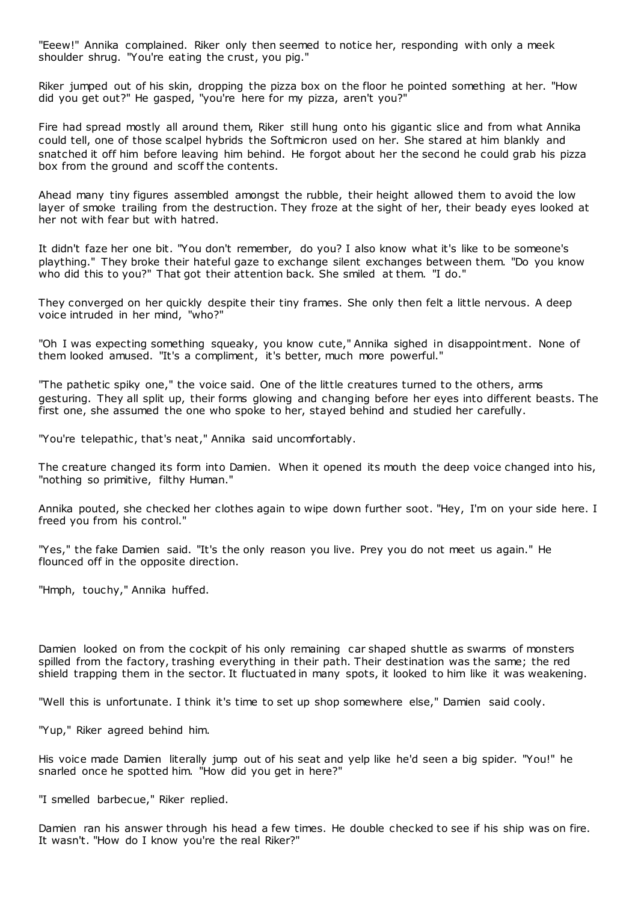"Eeew!" Annika complained. Riker only then seemed to notice her, responding with only a meek shoulder shrug. "You're eating the crust, you pig."

Riker jumped out of his skin, dropping the pizza box on the floor he pointed something at her. "How did you get out?" He gasped, "you're here for my pizza, aren't you?"

Fire had spread mostly all around them, Riker still hung onto his gigantic slice and from what Annika could tell, one of those scalpel hybrids the Softmicron used on her. She stared at him blankly and snatched it off him before leaving him behind. He forgot about her the second he could grab his pizza box from the ground and scoff the contents.

Ahead many tiny figures assembled amongst the rubble, their height allowed them to avoid the low layer of smoke trailing from the destruction. They froze at the sight of her, their beady eyes looked at her not with fear but with hatred.

It didn't faze her one bit. "You don't remember, do you? I also know what it's like to be someone's plaything." They broke their hateful gaze to exchange silent exchanges between them. "Do you know who did this to you?" That got their attention back. She smiled at them. "I do."

They converged on her quickly despite their tiny frames. She only then felt a little nervous. A deep voice intruded in her mind, "who?"

"Oh I was expecting something squeaky, you know cute," Annika sighed in disappointment. None of them looked amused. "It's a compliment, it's better, much more powerful."

"The pathetic spiky one," the voice said. One of the little creatures turned to the others, arms gesturing. They all split up, their forms glowing and changing before her eyes into different beasts. The first one, she assumed the one who spoke to her, stayed behind and studied her carefully.

"You're telepathic, that's neat," Annika said uncomfortably.

The creature changed its form into Damien. When it opened its mouth the deep voice changed into his, "nothing so primitive, filthy Human."

Annika pouted, she checked her clothes again to wipe down further soot. "Hey, I'm on your side here. I freed you from his control."

"Yes," the fake Damien said. "It's the only reason you live. Prey you do not meet us again." He flounced off in the opposite direction.

"Hmph, touchy," Annika huffed.

Damien looked on from the cockpit of his only remaining car shaped shuttle as swarms of monsters spilled from the factory, trashing everything in their path. Their destination was the same; the red shield trapping them in the sector. It fluctuated in many spots, it looked to him like it was weakening.

"Well this is unfortunate. I think it's time to set up shop somewhere else," Damien said cooly.

"Yup," Riker agreed behind him.

His voice made Damien literally jump out of his seat and yelp like he'd seen a big spider. "You!" he snarled once he spotted him. "How did you get in here?"

"I smelled barbecue," Riker replied.

Damien ran his answer through his head a few times. He double checked to see if his ship was on fire. It wasn't. "How do I know you're the real Riker?"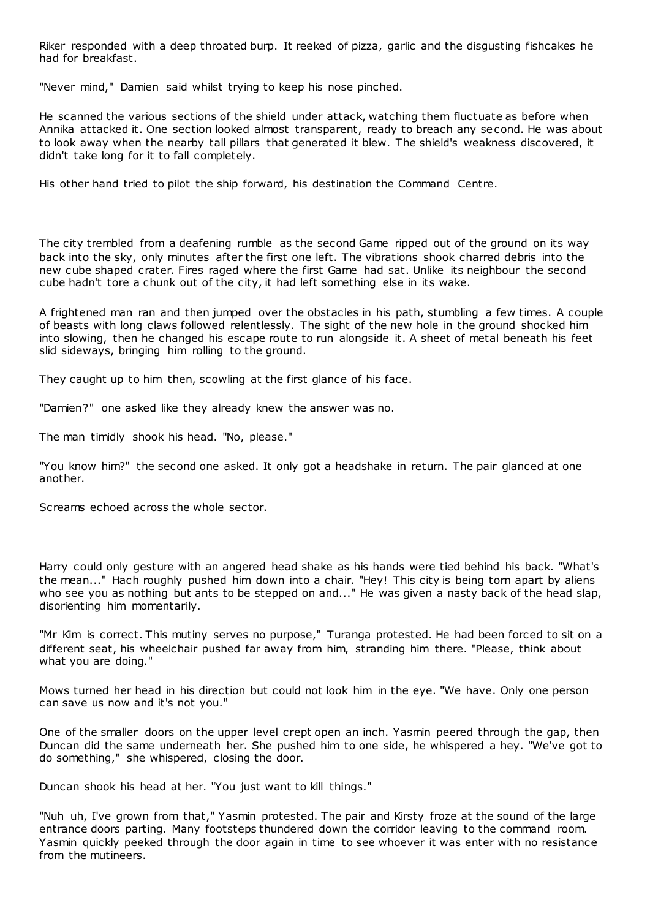Riker responded with a deep throated burp. It reeked of pizza, garlic and the disgusting fishcakes he had for breakfast.

"Never mind," Damien said whilst trying to keep his nose pinched.

He scanned the various sections of the shield under attack, watching them fluctuate as before when Annika attacked it. One section looked almost transparent, ready to breach any second. He was about to look away when the nearby tall pillars that generated it blew. The shield's weakness discovered, it didn't take long for it to fall completely.

His other hand tried to pilot the ship forward, his destination the Command Centre.

The city trembled from a deafening rumble as the second Game ripped out of the ground on its way back into the sky, only minutes after the first one left. The vibrations shook charred debris into the new cube shaped crater. Fires raged where the first Game had sat. Unlike its neighbour the second cube hadn't tore a chunk out of the city, it had left something else in its wake.

A frightened man ran and then jumped over the obstacles in his path, stumbling a few times. A couple of beasts with long claws followed relentlessly. The sight of the new hole in the ground shocked him into slowing, then he changed his escape route to run alongside it. A sheet of metal beneath his feet slid sideways, bringing him rolling to the ground.

They caught up to him then, scowling at the first glance of his face.

"Damien?" one asked like they already knew the answer was no.

The man timidly shook his head. "No, please."

"You know him?" the second one asked. It only got a headshake in return. The pair glanced at one another.

Screams echoed across the whole sector.

Harry could only gesture with an angered head shake as his hands were tied behind his back. "What's the mean..." Hach roughly pushed him down into a chair. "Hey! This city is being torn apart by aliens who see you as nothing but ants to be stepped on and..." He was given a nasty back of the head slap, disorienting him momentarily.

"Mr Kim is correct. This mutiny serves no purpose," Turanga protested. He had been forced to sit on a different seat, his wheelchair pushed far away from him, stranding him there. "Please, think about what you are doing."

Mows turned her head in his direction but could not look him in the eye. "We have. Only one person can save us now and it's not you."

One of the smaller doors on the upper level crept open an inch. Yasmin peered through the gap, then Duncan did the same underneath her. She pushed him to one side, he whispered a hey. "We've got to do something," she whispered, closing the door.

Duncan shook his head at her. "You just want to kill things."

"Nuh uh, I've grown from that," Yasmin protested. The pair and Kirsty froze at the sound of the large entrance doors parting. Many footsteps thundered down the corridor leaving to the command room. Yasmin quickly peeked through the door again in time to see whoever it was enter with no resistance from the mutineers.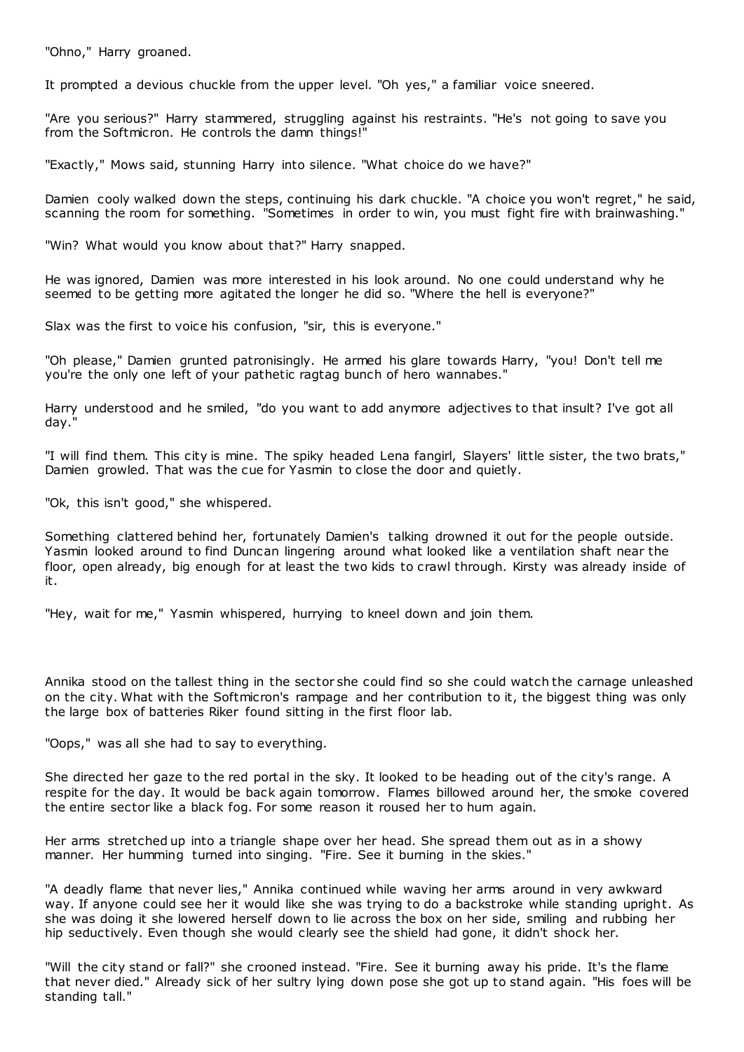"Ohno," Harry groaned.

It prompted a devious chuckle from the upper level. "Oh yes," a familiar voice sneered.

"Are you serious?" Harry stammered, struggling against his restraints. "He's not going to save you from the Softmicron. He controls the damn things!"

"Exactly," Mows said, stunning Harry into silence. "What choice do we have?"

Damien cooly walked down the steps, continuing his dark chuckle. "A choice you won't regret," he said, scanning the room for something. "Sometimes in order to win, you must fight fire with brainwashing."

"Win? What would you know about that?" Harry snapped.

He was ignored, Damien was more interested in his look around. No one could understand why he seemed to be getting more agitated the longer he did so. "Where the hell is everyone?"

Slax was the first to voice his confusion, "sir, this is everyone."

"Oh please," Damien grunted patronisingly. He armed his glare towards Harry, "you! Don't tell me you're the only one left of your pathetic ragtag bunch of hero wannabes."

Harry understood and he smiled, "do you want to add anymore adjectives to that insult? I've got all day."

"I will find them. This city is mine. The spiky headed Lena fangirl, Slayers' little sister, the two brats," Damien growled. That was the cue for Yasmin to close the door and quietly.

"Ok, this isn't good," she whispered.

Something clattered behind her, fortunately Damien's talking drowned it out for the people outside. Yasmin looked around to find Duncan lingering around what looked like a ventilation shaft near the floor, open already, big enough for at least the two kids to crawl through. Kirsty was already inside of it.

"Hey, wait for me," Yasmin whispered, hurrying to kneel down and join them.

Annika stood on the tallest thing in the sector she could find so she could watch the carnage unleashed on the city. What with the Softmicron's rampage and her contribution to it, the biggest thing was only the large box of batteries Riker found sitting in the first floor lab.

"Oops," was all she had to say to everything.

She directed her gaze to the red portal in the sky. It looked to be heading out of the city's range. A respite for the day. It would be back again tomorrow. Flames billowed around her, the smoke covered the entire sector like a black fog. For some reason it roused her to hum again.

Her arms stretched up into a triangle shape over her head. She spread them out as in a showy manner. Her humming turned into singing. "Fire. See it burning in the skies."

"A deadly flame that never lies," Annika continued while waving her arms around in very awkward way. If anyone could see her it would like she was trying to do a backstroke while standing upright. As she was doing it she lowered herself down to lie across the box on her side, smiling and rubbing her hip seductively. Even though she would clearly see the shield had gone, it didn't shock her.

"Will the city stand or fall?" she crooned instead. "Fire. See it burning away his pride. It's the flame that never died." Already sick of her sultry lying down pose she got up to stand again. "His foes will be standing tall."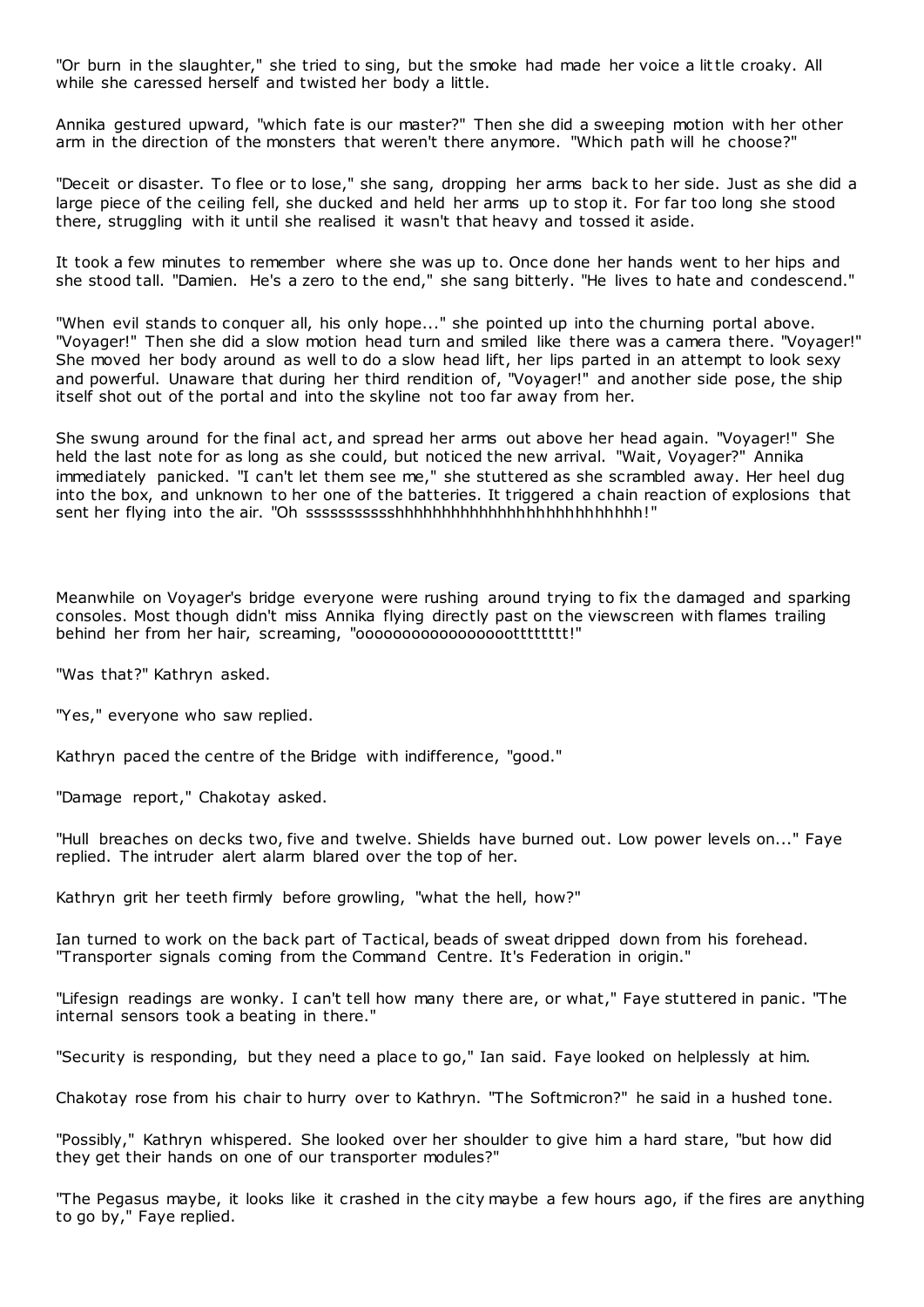"Or burn in the slaughter," she tried to sing, but the smoke had made her voice a little croaky. All while she caressed herself and twisted her body a little.

Annika gestured upward, "which fate is our master?" Then she did a sweeping motion with her other arm in the direction of the monsters that weren't there anymore. "Which path will he choose?"

"Deceit or disaster. To flee or to lose," she sang, dropping her arms back to her side. Just as she did a large piece of the ceiling fell, she ducked and held her arms up to stop it. For far too long she stood there, struggling with it until she realised it wasn't that heavy and tossed it aside.

It took a few minutes to remember where she was up to. Once done her hands went to her hips and she stood tall. "Damien. He's a zero to the end," she sang bitterly. "He lives to hate and condescend."

"When evil stands to conquer all, his only hope..." she pointed up into the churning portal above. "Voyager!" Then she did a slow motion head turn and smiled like there was a camera there. "Voyager!" She moved her body around as well to do a slow head lift, her lips parted in an attempt to look sexy and powerful. Unaware that during her third rendition of, "Voyager!" and another side pose, the ship itself shot out of the portal and into the skyline not too far away from her.

She swung around for the final act, and spread her arms out above her head again. "Voyager!" She held the last note for as long as she could, but noticed the new arrival. "Wait, Voyager?" Annika immediately panicked. "I can't let them see me," she stuttered as she scrambled away. Her heel dug into the box, and unknown to her one of the batteries. It triggered a chain reaction of explosions that sent her flying into the air. "Oh ssssssssssshhhhhhhhhhhhhhhhhhhhhhhhhh!"

Meanwhile on Voyager's bridge everyone were rushing around trying to fix the damaged and sparking consoles. Most though didn't miss Annika flying directly past on the viewscreen with flames trailing behind her from her hair, screaming, "oooooooooooooooootttttttt!"

"Was that?" Kathryn asked.

"Yes," everyone who saw replied.

Kathryn paced the centre of the Bridge with indifference, "good."

"Damage report," Chakotay asked.

"Hull breaches on decks two, five and twelve. Shields have burned out. Low power levels on..." Faye replied. The intruder alert alarm blared over the top of her.

Kathryn grit her teeth firmly before growling, "what the hell, how?"

Ian turned to work on the back part of Tactical, beads of sweat dripped down from his forehead. "Transporter signals coming from the Command Centre. It's Federation in origin."

"Lifesign readings are wonky. I can't tell how many there are, or what," Faye stuttered in panic. "The internal sensors took a beating in there."

"Security is responding, but they need a place to go," Ian said. Faye looked on helplessly at him.

Chakotay rose from his chair to hurry over to Kathryn. "The Softmicron?" he said in a hushed tone.

"Possibly," Kathryn whispered. She looked over her shoulder to give him a hard stare, "but how did they get their hands on one of our transporter modules?"

"The Pegasus maybe, it looks like it crashed in the city maybe a few hours ago, if the fires are anything to go by," Faye replied.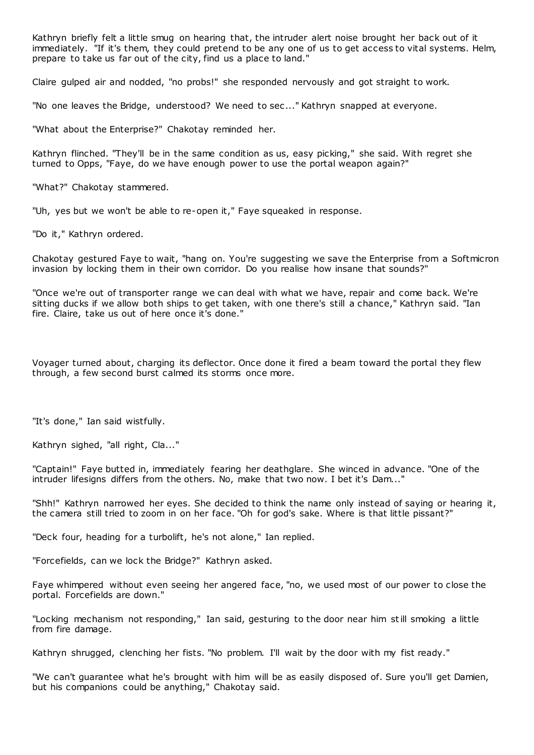Kathryn briefly felt a little smug on hearing that, the intruder alert noise brought her back out of it immediately. "If it's them, they could pretend to be any one of us to get access to vital systems. Helm, prepare to take us far out of the city, find us a place to land."

Claire gulped air and nodded, "no probs!" she responded nervously and got straight to work.

"No one leaves the Bridge, understood? We need to sec..." Kathryn snapped at everyone.

"What about the Enterprise?" Chakotay reminded her.

Kathryn flinched. "They'll be in the same condition as us, easy picking," she said. With regret she turned to Opps, "Faye, do we have enough power to use the portal weapon again?"

"What?" Chakotay stammered.

"Uh, yes but we won't be able to re-open it," Faye squeaked in response.

"Do it," Kathryn ordered.

Chakotay gestured Faye to wait, "hang on. You're suggesting we save the Enterprise from a Softmicron invasion by locking them in their own corridor. Do you realise how insane that sounds?"

"Once we're out of transporter range we can deal with what we have, repair and come back. We're sitting ducks if we allow both ships to get taken, with one there's still a chance," Kathryn said. "Ian fire. Claire, take us out of here once it's done."

Voyager turned about, charging its deflector. Once done it fired a beam toward the portal they flew through, a few second burst calmed its storms once more.

"It's done," Ian said wistfully.

Kathryn sighed, "all right, Cla..."

"Captain!" Faye butted in, immediately fearing her deathglare. She winced in advance. "One of the intruder lifesigns differs from the others. No, make that two now. I bet it's Dam..."

"Shh!" Kathryn narrowed her eyes. She decided to think the name only instead of saying or hearing it, the camera still tried to zoom in on her face. "Oh for god's sake. Where is that little pissant?"

"Deck four, heading for a turbolift, he's not alone," Ian replied.

"Forcefields, can we lock the Bridge?" Kathryn asked.

Faye whimpered without even seeing her angered face, "no, we used most of our power to close the portal. Forcefields are down."

"Locking mechanism not responding," Ian said, gesturing to the door near him still smoking a little from fire damage.

Kathryn shrugged, clenching her fists. "No problem. I'll wait by the door with my fist ready."

"We can't guarantee what he's brought with him will be as easily disposed of. Sure you'll get Damien, but his companions could be anything," Chakotay said.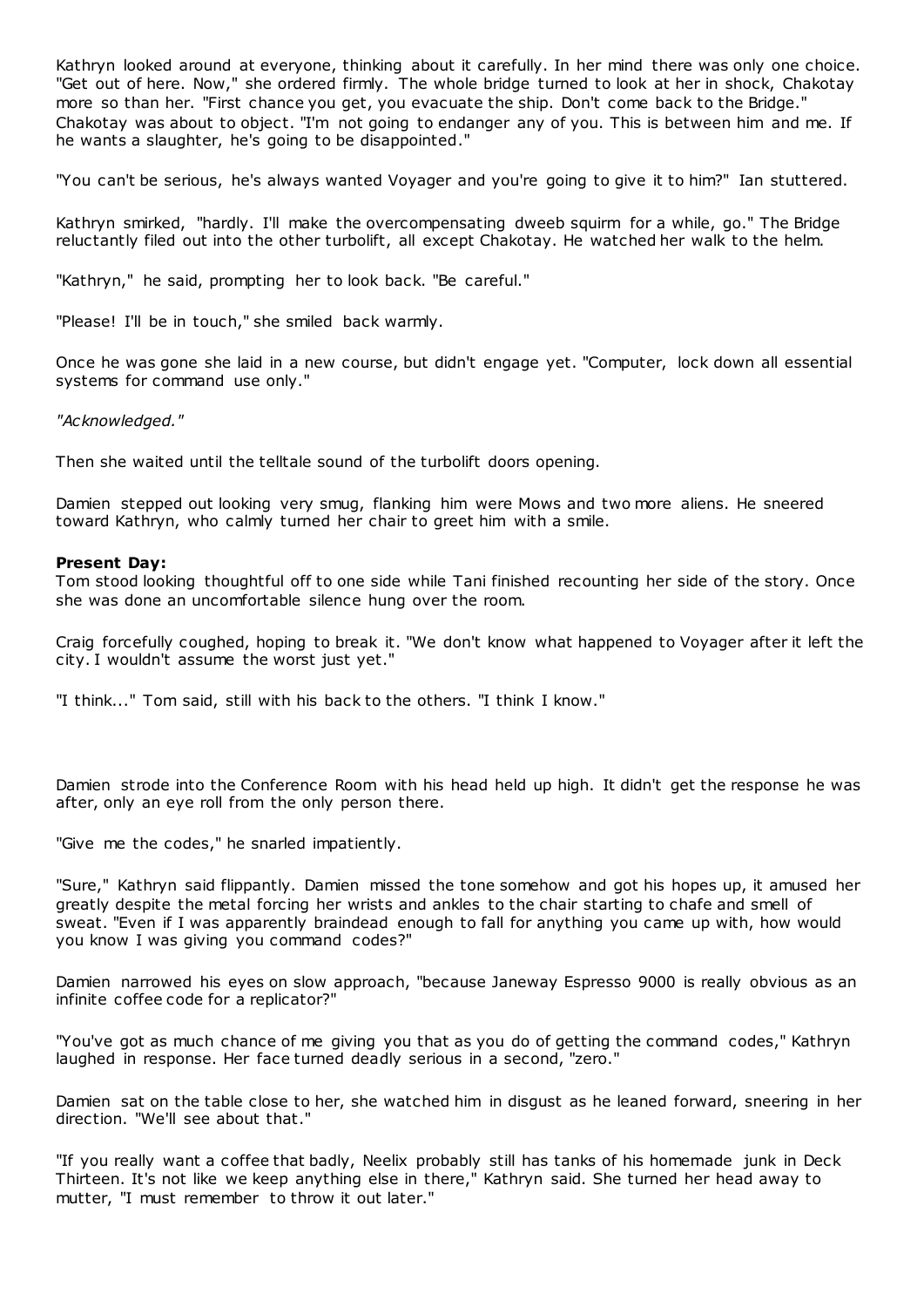Kathryn looked around at everyone, thinking about it carefully. In her mind there was only one choice. "Get out of here. Now," she ordered firmly. The whole bridge turned to look at her in shock, Chakotay more so than her. "First chance you get, you evacuate the ship. Don't come back to the Bridge." Chakotay was about to object. "I'm not going to endanger any of you. This is between him and me. If he wants a slaughter, he's going to be disappointed."

"You can't be serious, he's always wanted Voyager and you're going to give it to him?" Ian stuttered.

Kathryn smirked, "hardly. I'll make the overcompensating dweeb squirm for a while, go." The Bridge reluctantly filed out into the other turbolift, all except Chakotay. He watched her walk to the helm.

"Kathryn," he said, prompting her to look back. "Be careful."

"Please! I'll be in touch," she smiled back warmly.

Once he was gone she laid in a new course, but didn't engage yet. "Computer, lock down all essential systems for command use only."

*"Acknowledged."*

Then she waited until the telltale sound of the turbolift doors opening.

Damien stepped out looking very smug, flanking him were Mows and two more aliens. He sneered toward Kathryn, who calmly turned her chair to greet him with a smile.

**Present Day:**
Tom stood looking thoughtful off to one side while Tani finished recounting her side of the story. Once she was done an uncomfortable silence hung over the room.

Craig forcefully coughed, hoping to break it. "We don't know what happened to Voyager after it left the city. I wouldn't assume the worst just yet."

"I think..." Tom said, still with his back to the others. "I think I know."

Damien strode into the Conference Room with his head held up high. It didn't get the response he was after, only an eye roll from the only person there.

"Give me the codes," he snarled impatiently.

"Sure," Kathryn said flippantly. Damien missed the tone somehow and got his hopes up, it amused her greatly despite the metal forcing her wrists and ankles to the chair starting to chafe and smell of sweat. "Even if I was apparently braindead enough to fall for anything you came up with, how would you know I was giving you command codes?"

Damien narrowed his eyes on slow approach, "because Janeway Espresso 9000 is really obvious as an infinite coffee code for a replicator?"

"You've got as much chance of me giving you that as you do of getting the command codes," Kathryn laughed in response. Her face turned deadly serious in a second, "zero."

Damien sat on the table close to her, she watched him in disgust as he leaned forward, sneering in her direction. "We'll see about that."

"If you really want a coffee that badly, Neelix probably still has tanks of his homemade junk in Deck Thirteen. It's not like we keep anything else in there," Kathryn said. She turned her head away to mutter, "I must remember to throw it out later."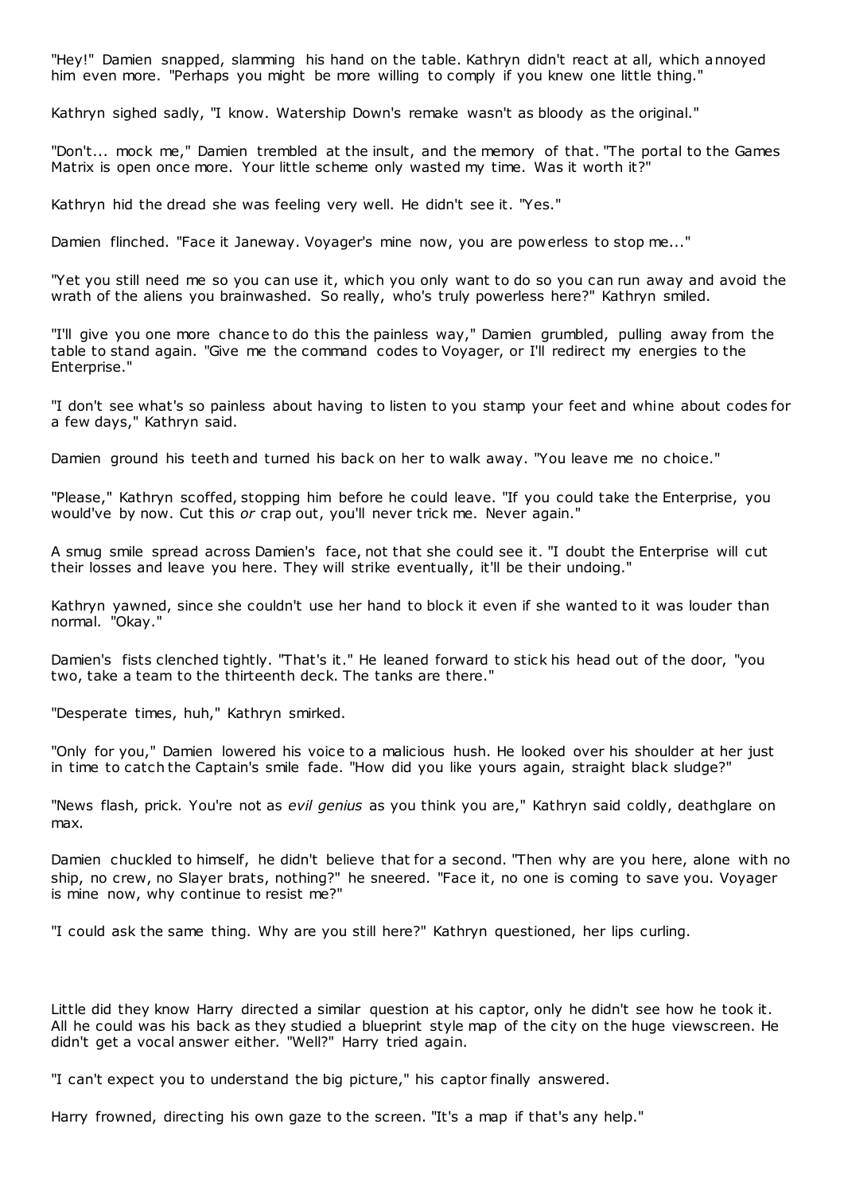"Hey!" Damien snapped, slamming his hand on the table. Kathryn didn't react at all, which annoyed him even more. "Perhaps you might be more willing to comply if you knew one little thing."

Kathryn sighed sadly, "I know. Watership Down's remake wasn't as bloody as the original."

"Don't... mock me," Damien trembled at the insult, and the memory of that. "The portal to the Games Matrix is open once more. Your little scheme only wasted my time. Was it worth it?"

Kathryn hid the dread she was feeling very well. He didn't see it. "Yes."

Damien flinched. "Face it Janeway. Voyager's mine now, you are powerless to stop me..."

"Yet you still need me so you can use it, which you only want to do so you can run away and avoid the wrath of the aliens you brainwashed. So really, who's truly powerless here?" Kathryn smiled.

"I'll give you one more chance to do this the painless way," Damien grumbled, pulling away from the table to stand again. "Give me the command codes to Voyager, or I'll redirect my energies to the Enterprise."

"I don't see what's so painless about having to listen to you stamp your feet and whine about codes for a few days," Kathryn said.

Damien ground his teeth and turned his back on her to walk away. "You leave me no choice."

"Please," Kathryn scoffed, stopping him before he could leave. "If you could take the Enterprise, you would've by now. Cut this *or* crap out, you'll never trick me. Never again."

A smug smile spread across Damien's face, not that she could see it. "I doubt the Enterprise will cut their losses and leave you here. They will strike eventually, it'll be their undoing."

Kathryn yawned, since she couldn't use her hand to block it even if she wanted to it was louder than normal. "Okay."

Damien's fists clenched tightly. "That's it." He leaned forward to stick his head out of the door, "you two, take a team to the thirteenth deck. The tanks are there."

"Desperate times, huh," Kathryn smirked.

"Only for you," Damien lowered his voice to a malicious hush. He looked over his shoulder at her just in time to catch the Captain's smile fade. "How did you like yours again, straight black sludge?"

"News flash, prick. You're not as *evil genius* as you think you are," Kathryn said coldly, deathglare on max.

Damien chuckled to himself, he didn't believe that for a second. "Then why are you here, alone with no ship, no crew, no Slayer brats, nothing?" he sneered. "Face it, no one is coming to save you. Voyager is mine now, why continue to resist me?"

"I could ask the same thing. Why are you still here?" Kathryn questioned, her lips curling.

Little did they know Harry directed a similar question at his captor, only he didn't see how he took it. All he could was his back as they studied a blueprint style map of the city on the huge viewscreen. He didn't get a vocal answer either. "Well?" Harry tried again.

"I can't expect you to understand the big picture," his captor finally answered.

Harry frowned, directing his own gaze to the screen. "It's a map if that's any help."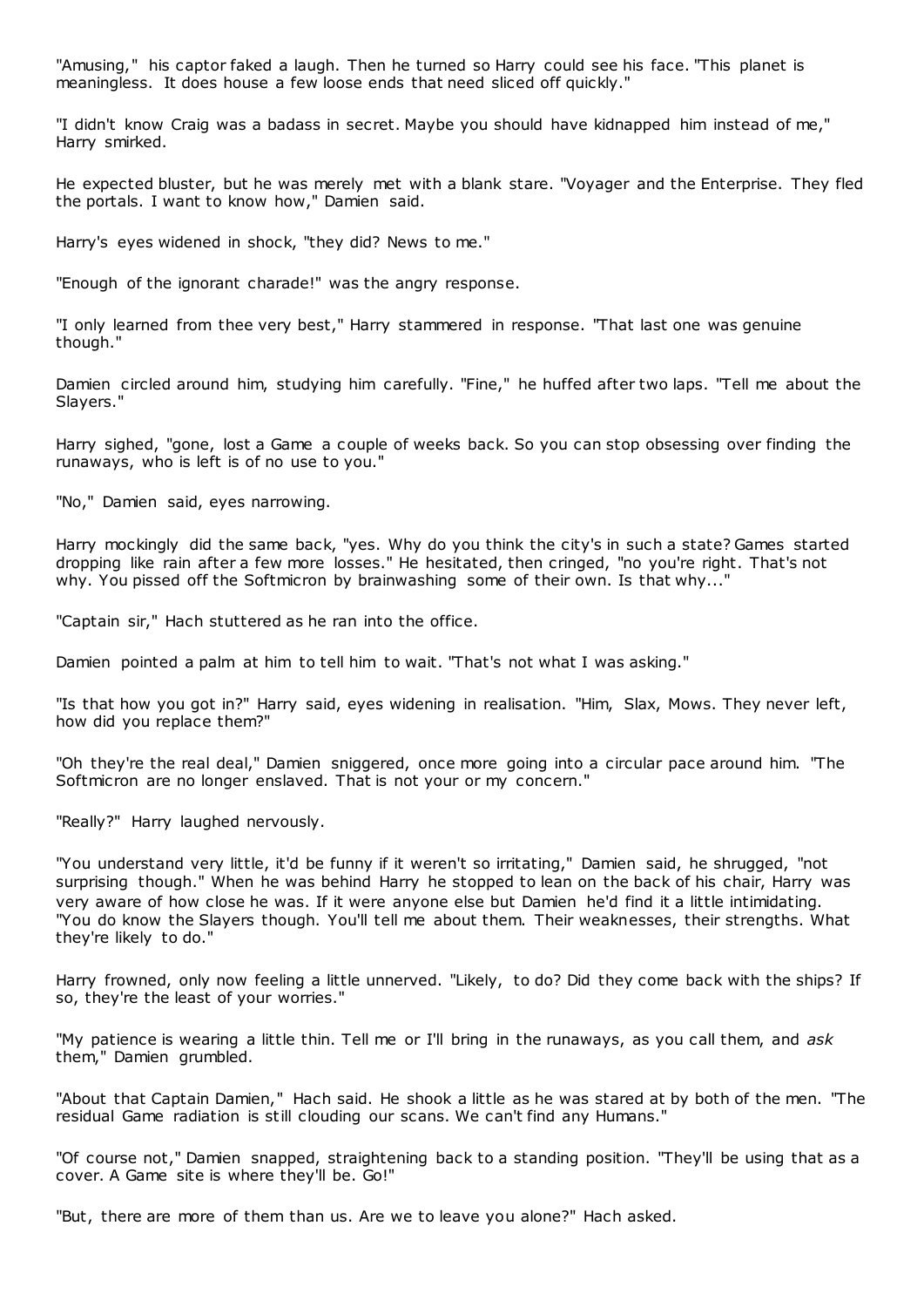"Amusing," his captor faked a laugh. Then he turned so Harry could see his face. "This planet is meaningless. It does house a few loose ends that need sliced off quickly."

"I didn't know Craig was a badass in secret. Maybe you should have kidnapped him instead of me," Harry smirked.

He expected bluster, but he was merely met with a blank stare. "Voyager and the Enterprise. They fled the portals. I want to know how," Damien said.

Harry's eyes widened in shock, "they did? News to me."

"Enough of the ignorant charade!" was the angry response.

"I only learned from thee very best," Harry stammered in response. "That last one was genuine though."

Damien circled around him, studying him carefully. "Fine," he huffed after two laps. "Tell me about the Slayers."

Harry sighed, "gone, lost a Game a couple of weeks back. So you can stop obsessing over finding the runaways, who is left is of no use to you."

"No," Damien said, eyes narrowing.

Harry mockingly did the same back, "yes. Why do you think the city's in such a state? Games started dropping like rain after a few more losses." He hesitated, then cringed, "no you're right. That's not why. You pissed off the Softmicron by brainwashing some of their own. Is that why..."

"Captain sir," Hach stuttered as he ran into the office.

Damien pointed a palm at him to tell him to wait. "That's not what I was asking."

"Is that how you got in?" Harry said, eyes widening in realisation. "Him, Slax, Mows. They never left, how did you replace them?"

"Oh they're the real deal," Damien sniggered, once more going into a circular pace around him. "The Softmicron are no longer enslaved. That is not your or my concern."

"Really?" Harry laughed nervously.

"You understand very little, it'd be funny if it weren't so irritating," Damien said, he shrugged, "not surprising though." When he was behind Harry he stopped to lean on the back of his chair, Harry was very aware of how close he was. If it were anyone else but Damien he'd find it a little intimidating. "You do know the Slayers though. You'll tell me about them. Their weaknesses, their strengths. What they're likely to do."

Harry frowned, only now feeling a little unnerved. "Likely, to do? Did they come back with the ships? If so, they're the least of your worries."

"My patience is wearing a little thin. Tell me or I'll bring in the runaways, as you call them, and *ask* them," Damien grumbled.

"About that Captain Damien," Hach said. He shook a little as he was stared at by both of the men. "The residual Game radiation is still clouding our scans. We can't find any Humans."

"Of course not," Damien snapped, straightening back to a standing position. "They'll be using that as a cover. A Game site is where they'll be. Go!"

"But, there are more of them than us. Are we to leave you alone?" Hach asked.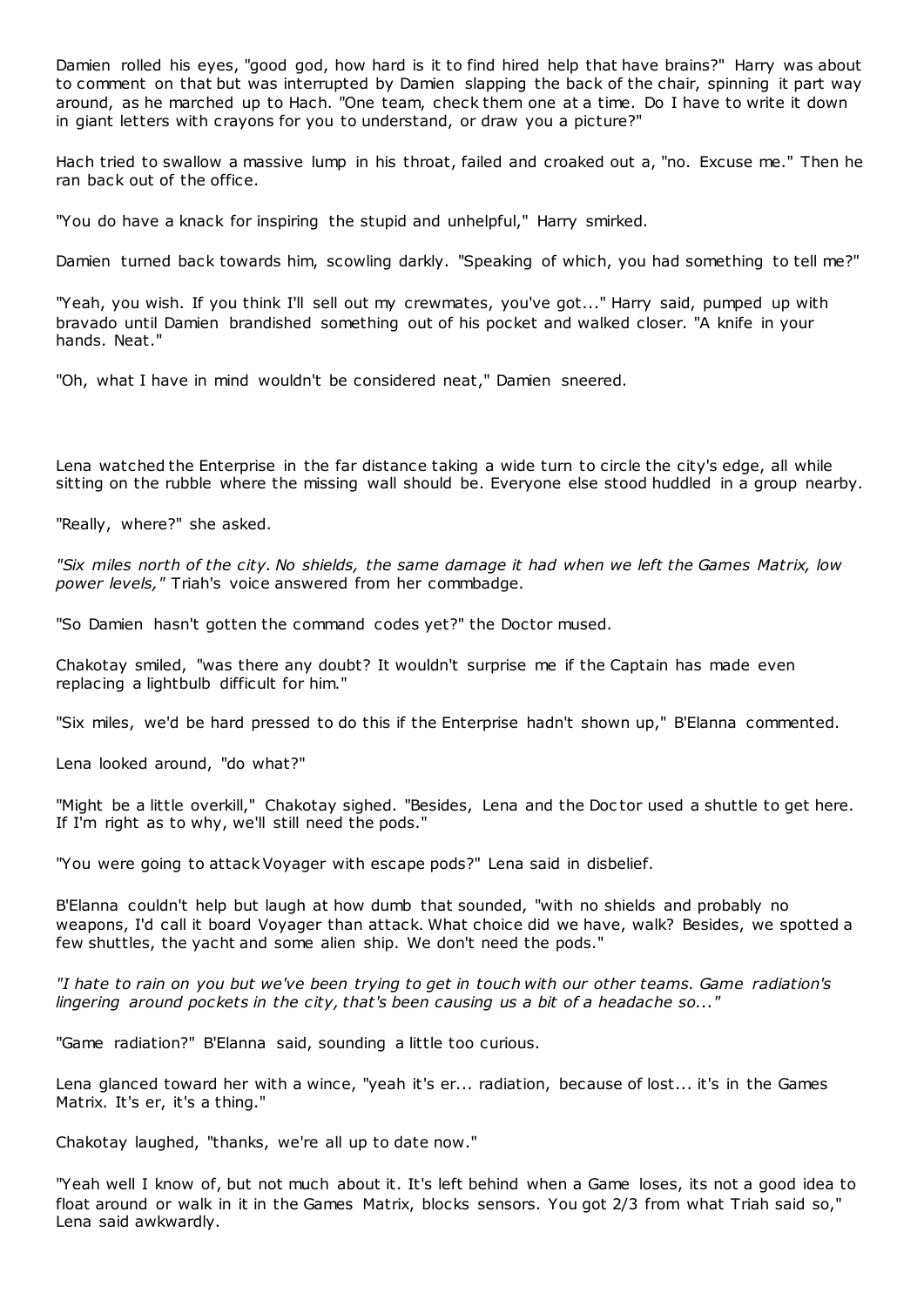Damien rolled his eyes, "good god, how hard is it to find hired help that have brains?" Harry was about to comment on that but was interrupted by Damien slapping the back of the chair, spinning it part way around, as he marched up to Hach. "One team, check them one at a time. Do I have to write it down in giant letters with crayons for you to understand, or draw you a picture?"

Hach tried to swallow a massive lump in his throat, failed and croaked out a, "no. Excuse me." Then he ran back out of the office.

"You do have a knack for inspiring the stupid and unhelpful," Harry smirked.

Damien turned back towards him, scowling darkly. "Speaking of which, you had something to tell me?"

"Yeah, you wish. If you think I'll sell out my crewmates, you've got..." Harry said, pumped up with bravado until Damien brandished something out of his pocket and walked closer. "A knife in your hands. Neat."

"Oh, what I have in mind wouldn't be considered neat," Damien sneered.

Lena watched the Enterprise in the far distance taking a wide turn to circle the city's edge, all while sitting on the rubble where the missing wall should be. Everyone else stood huddled in a group nearby.

"Really, where?" she asked.

*"Six miles north of the city. No shields, the same damage it had when we left the Games Matrix, low power levels,"* Triah's voice answered from her commbadge.

"So Damien hasn't gotten the command codes yet?" the Doctor mused.

Chakotay smiled, "was there any doubt? It wouldn't surprise me if the Captain has made even replacing a lightbulb difficult for him."

"Six miles, we'd be hard pressed to do this if the Enterprise hadn't shown up," B'Elanna commented.

Lena looked around, "do what?"

"Might be a little overkill," Chakotay sighed. "Besides, Lena and the Doctor used a shuttle to get here. If I'm right as to why, we'll still need the pods."

"You were going to attack Voyager with escape pods?" Lena said in disbelief.

B'Elanna couldn't help but laugh at how dumb that sounded, "with no shields and probably no weapons, I'd call it board Voyager than attack. What choice did we have, walk? Besides, we spotted a few shuttles, the yacht and some alien ship. We don't need the pods."

*"I hate to rain on you but we've been trying to get in touch with our other teams. Game radiation's lingering around pockets in the city, that's been causing us a bit of a headache so..."*

"Game radiation?" B'Elanna said, sounding a little too curious.

Lena glanced toward her with a wince, "yeah it's er... radiation, because of lost... it's in the Games Matrix. It's er, it's a thing."

Chakotay laughed, "thanks, we're all up to date now."

"Yeah well I know of, but not much about it. It's left behind when a Game loses, its not a good idea to float around or walk in it in the Games Matrix, blocks sensors. You got 2/3 from what Triah said so," Lena said awkwardly.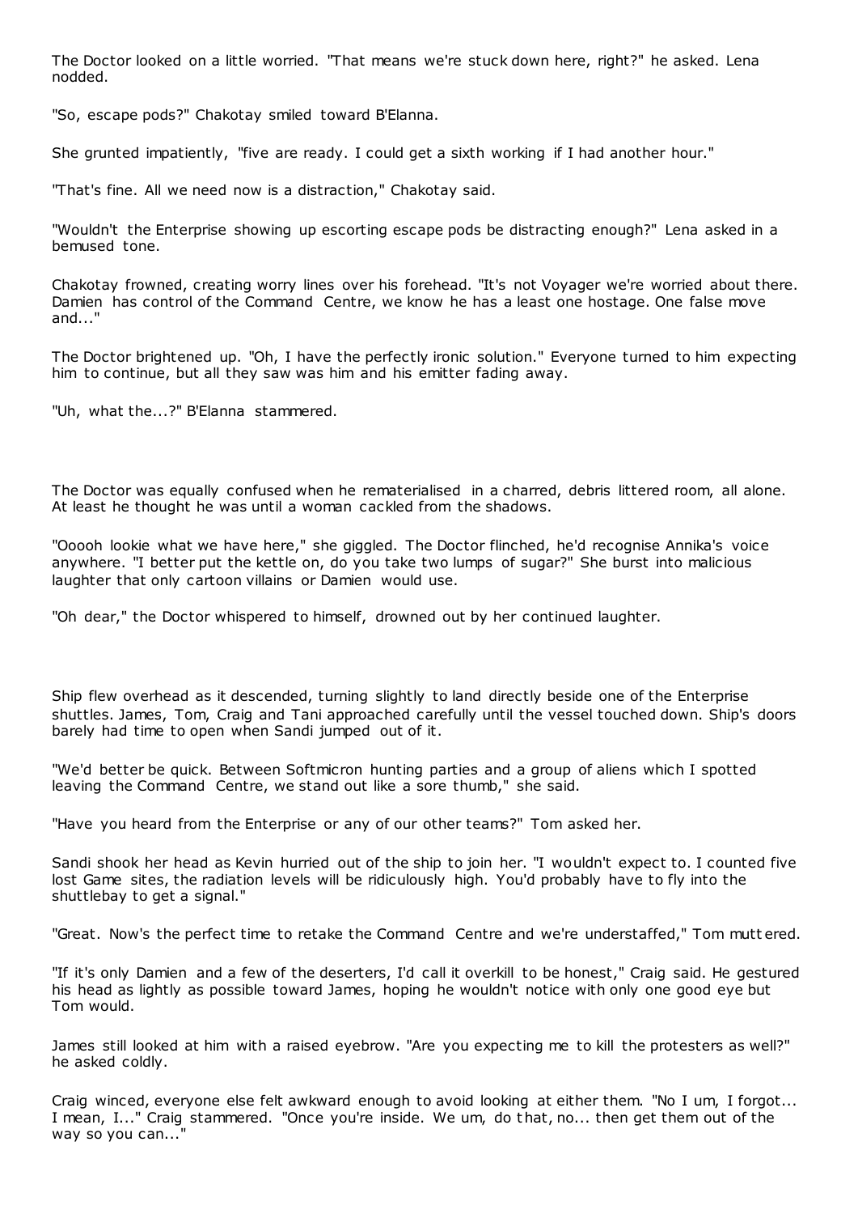The Doctor looked on a little worried. "That means we're stuck down here, right?" he asked. Lena nodded.

"So, escape pods?" Chakotay smiled toward B'Elanna.

She grunted impatiently, "five are ready. I could get a sixth working if I had another hour."

"That's fine. All we need now is a distraction," Chakotay said.

"Wouldn't the Enterprise showing up escorting escape pods be distracting enough?" Lena asked in a bemused tone.

Chakotay frowned, creating worry lines over his forehead. "It's not Voyager we're worried about there. Damien has control of the Command Centre, we know he has a least one hostage. One false move and..."

The Doctor brightened up. "Oh, I have the perfectly ironic solution." Everyone turned to him expecting him to continue, but all they saw was him and his emitter fading away.

"Uh, what the...?" B'Elanna stammered.

The Doctor was equally confused when he rematerialised in a charred, debris littered room, all alone. At least he thought he was until a woman cackled from the shadows.

"Ooooh lookie what we have here," she giggled. The Doctor flinched, he'd recognise Annika's voice anywhere. "I better put the kettle on, do you take two lumps of sugar?" She burst into malicious laughter that only cartoon villains or Damien would use.

"Oh dear," the Doctor whispered to himself, drowned out by her continued laughter.

Ship flew overhead as it descended, turning slightly to land directly beside one of the Enterprise shuttles. James, Tom, Craig and Tani approached carefully until the vessel touched down. Ship's doors barely had time to open when Sandi jumped out of it.

"We'd better be quick. Between Softmicron hunting parties and a group of aliens which I spotted leaving the Command Centre, we stand out like a sore thumb," she said.

"Have you heard from the Enterprise or any of our other teams?" Tom asked her.

Sandi shook her head as Kevin hurried out of the ship to join her. "I wouldn't expect to. I counted five lost Game sites, the radiation levels will be ridiculously high. You'd probably have to fly into the shuttlebay to get a signal."

"Great. Now's the perfect time to retake the Command Centre and we're understaffed," Tom muttered.

"If it's only Damien and a few of the deserters, I'd call it overkill to be honest," Craig said. He gestured his head as lightly as possible toward James, hoping he wouldn't notice with only one good eye but Tom would.

James still looked at him with a raised eyebrow. "Are you expecting me to kill the protesters as well?" he asked coldly.

Craig winced, everyone else felt awkward enough to avoid looking at either them. "No I um, I forgot... I mean, I..." Craig stammered. "Once you're inside. We um, do that, no... then get them out of the way so you can..."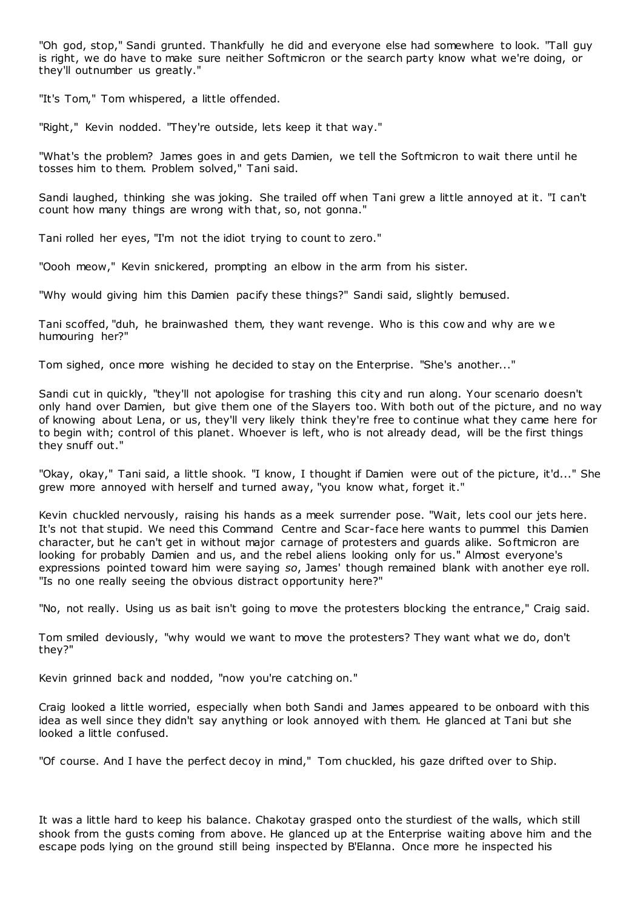"Oh god, stop," Sandi grunted. Thankfully he did and everyone else had somewhere to look. "Tall guy is right, we do have to make sure neither Softmicron or the search party know what we're doing, or they'll outnumber us greatly."

"It's Tom," Tom whispered, a little offended.

"Right," Kevin nodded. "They're outside, lets keep it that way."

"What's the problem? James goes in and gets Damien, we tell the Softmicron to wait there until he tosses him to them. Problem solved," Tani said.

Sandi laughed, thinking she was joking. She trailed off when Tani grew a little annoyed at it. "I can't count how many things are wrong with that, so, not gonna."

Tani rolled her eyes, "I'm not the idiot trying to count to zero."

"Oooh meow," Kevin snickered, prompting an elbow in the arm from his sister.

"Why would giving him this Damien pacify these things?" Sandi said, slightly bemused.

Tani scoffed, "duh, he brainwashed them, they want revenge. Who is this cow and why are we humouring her?"

Tom sighed, once more wishing he decided to stay on the Enterprise. "She's another..."

Sandi cut in quickly, "they'll not apologise for trashing this city and run along. Your scenario doesn't only hand over Damien, but give them one of the Slayers too. With both out of the picture, and no way of knowing about Lena, or us, they'll very likely think they're free to continue what they came here for to begin with; control of this planet. Whoever is left, who is not already dead, will be the first things they snuff out."

"Okay, okay," Tani said, a little shook. "I know, I thought if Damien were out of the picture, it'd..." She grew more annoyed with herself and turned away, "you know what, forget it."

Kevin chuckled nervously, raising his hands as a meek surrender pose. "Wait, lets cool our jets here. It's not that stupid. We need this Command Centre and Scar-face here wants to pummel this Damien character, but he can't get in without major carnage of protesters and guards alike. Softmicron are looking for probably Damien and us, and the rebel aliens looking only for us." Almost everyone's expressions pointed toward him were saying *so*, James' though remained blank with another eye roll. "Is no one really seeing the obvious distract opportunity here?"

"No, not really. Using us as bait isn't going to move the protesters blocking the entrance," Craig said.

Tom smiled deviously, "why would we want to move the protesters? They want what we do, don't they?"

Kevin grinned back and nodded, "now you're catching on."

Craig looked a little worried, especially when both Sandi and James appeared to be onboard with this idea as well since they didn't say anything or look annoyed with them. He glanced at Tani but she looked a little confused.

"Of course. And I have the perfect decoy in mind," Tom chuckled, his gaze drifted over to Ship.

It was a little hard to keep his balance. Chakotay grasped onto the sturdiest of the walls, which still shook from the gusts coming from above. He glanced up at the Enterprise waiting above him and the escape pods lying on the ground still being inspected by B'Elanna. Once more he inspected his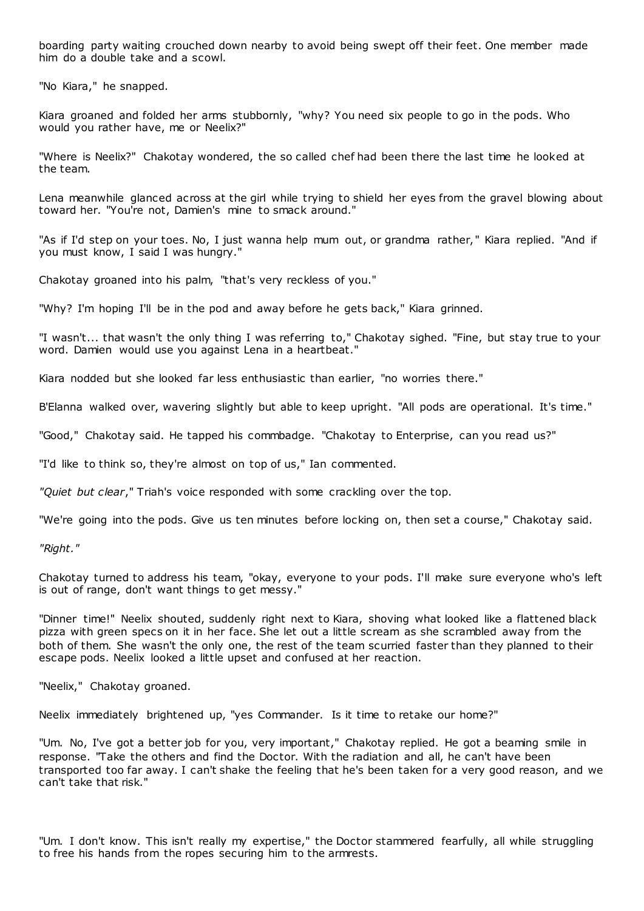boarding party waiting crouched down nearby to avoid being swept off their feet. One member made him do a double take and a scowl.

"No Kiara," he snapped.

Kiara groaned and folded her arms stubbornly, "why? You need six people to go in the pods. Who would you rather have, me or Neelix?"

"Where is Neelix?" Chakotay wondered, the so called chef had been there the last time he looked at the team.

Lena meanwhile glanced across at the girl while trying to shield her eyes from the gravel blowing about toward her. "You're not, Damien's mine to smack around."

"As if I'd step on your toes. No, I just wanna help mum out, or grandma rather," Kiara replied. "And if you must know, I said I was hungry."

Chakotay groaned into his palm, "that's very reckless of you."

"Why? I'm hoping I'll be in the pod and away before he gets back," Kiara grinned.

"I wasn't... that wasn't the only thing I was referring to," Chakotay sighed. "Fine, but stay true to your word. Damien would use you against Lena in a heartbeat."

Kiara nodded but she looked far less enthusiastic than earlier, "no worries there."

B'Elanna walked over, wavering slightly but able to keep upright. "All pods are operational. It's time."

"Good," Chakotay said. He tapped his commbadge. "Chakotay to Enterprise, can you read us?"

"I'd like to think so, they're almost on top of us," Ian commented.

*"Quiet but clear,"* Triah's voice responded with some crackling over the top.

"We're going into the pods. Give us ten minutes before locking on, then set a course," Chakotay said.

*"Right."*

Chakotay turned to address his team, "okay, everyone to your pods. I'll make sure everyone who's left is out of range, don't want things to get messy."

"Dinner time!" Neelix shouted, suddenly right next to Kiara, shoving what looked like a flattened black pizza with green specs on it in her face. She let out a little scream as she scrambled away from the both of them. She wasn't the only one, the rest of the team scurried faster than they planned to their escape pods. Neelix looked a little upset and confused at her reaction.

"Neelix," Chakotay groaned.

Neelix immediately brightened up, "yes Commander. Is it time to retake our home?"

"Um. No, I've got a better job for you, very important," Chakotay replied. He got a beaming smile in response. "Take the others and find the Doctor. With the radiation and all, he can't have been transported too far away. I can't shake the feeling that he's been taken for a very good reason, and we can't take that risk."

"Um. I don't know. This isn't really my expertise," the Doctor stammered fearfully, all while struggling to free his hands from the ropes securing him to the armrests.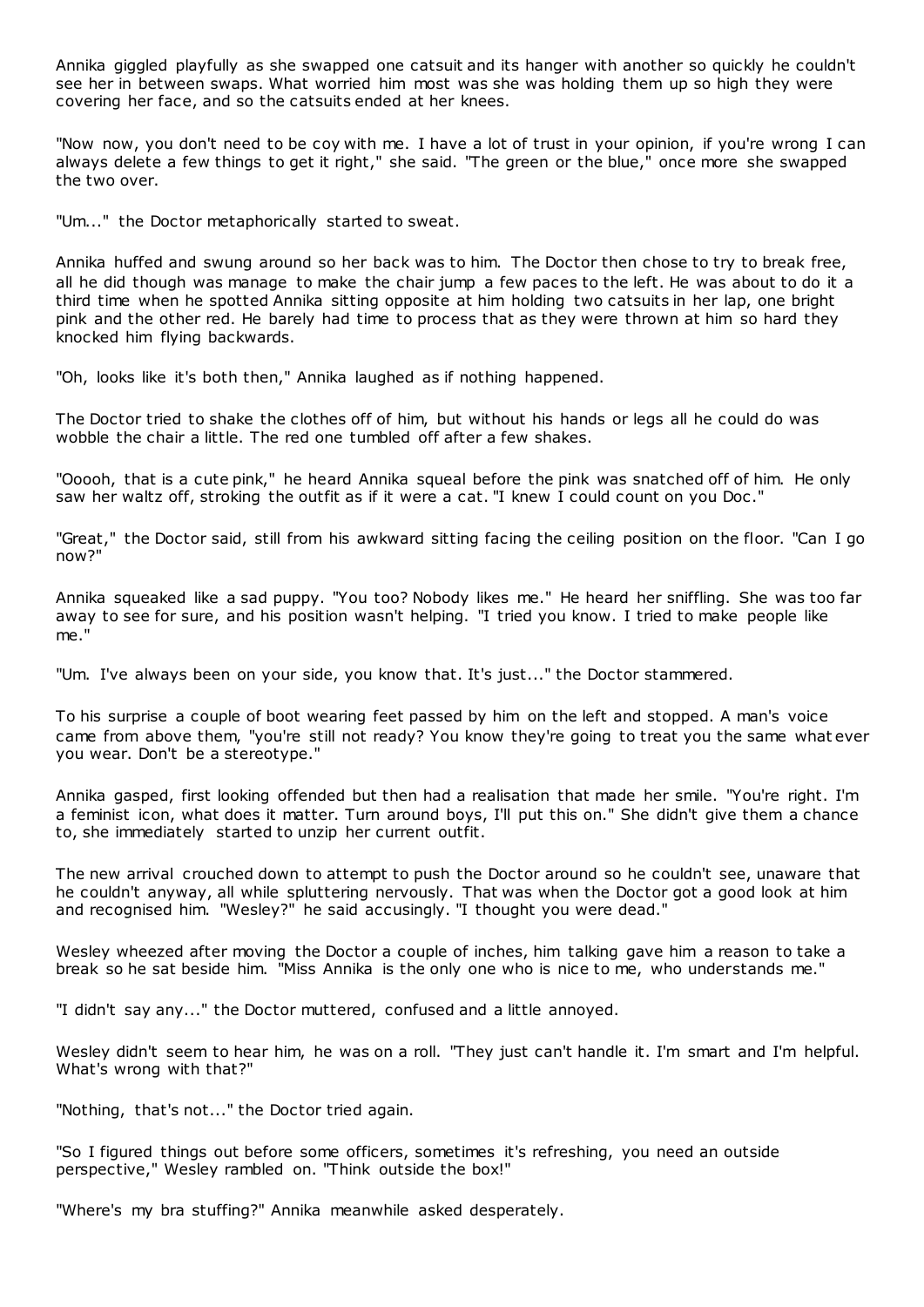Annika giggled playfully as she swapped one catsuit and its hanger with another so quickly he couldn't see her in between swaps. What worried him most was she was holding them up so high they were covering her face, and so the catsuits ended at her knees.

"Now now, you don't need to be coy with me. I have a lot of trust in your opinion, if you're wrong I can always delete a few things to get it right," she said. "The green or the blue," once more she swapped the two over.

"Um..." the Doctor metaphorically started to sweat.

Annika huffed and swung around so her back was to him. The Doctor then chose to try to break free, all he did though was manage to make the chair jump a few paces to the left. He was about to do it a third time when he spotted Annika sitting opposite at him holding two catsuits in her lap, one bright pink and the other red. He barely had time to process that as they were thrown at him so hard they knocked him flying backwards.

"Oh, looks like it's both then," Annika laughed as if nothing happened.

The Doctor tried to shake the clothes off of him, but without his hands or legs all he could do was wobble the chair a little. The red one tumbled off after a few shakes.

"Ooooh, that is a cute pink," he heard Annika squeal before the pink was snatched off of him. He only saw her waltz off, stroking the outfit as if it were a cat. "I knew I could count on you Doc."

"Great," the Doctor said, still from his awkward sitting facing the ceiling position on the floor. "Can I go now?"

Annika squeaked like a sad puppy. "You too? Nobody likes me." He heard her sniffling. She was too far away to see for sure, and his position wasn't helping. "I tried you know. I tried to make people like me."

"Um. I've always been on your side, you know that. It's just..." the Doctor stammered.

To his surprise a couple of boot wearing feet passed by him on the left and stopped. A man's voice came from above them, "you're still not ready? You know they're going to treat you the same whatever you wear. Don't be a stereotype."

Annika gasped, first looking offended but then had a realisation that made her smile. "You're right. I'm a feminist icon, what does it matter. Turn around boys, I'll put this on." She didn't give them a chance to, she immediately started to unzip her current outfit.

The new arrival crouched down to attempt to push the Doctor around so he couldn't see, unaware that he couldn't anyway, all while spluttering nervously. That was when the Doctor got a good look at him and recognised him. "Wesley?" he said accusingly. "I thought you were dead."

Wesley wheezed after moving the Doctor a couple of inches, him talking gave him a reason to take a break so he sat beside him. "Miss Annika is the only one who is nice to me, who understands me."

"I didn't say any..." the Doctor muttered, confused and a little annoyed.

Wesley didn't seem to hear him, he was on a roll. "They just can't handle it. I'm smart and I'm helpful. What's wrong with that?"

"Nothing, that's not..." the Doctor tried again.

"So I figured things out before some officers, sometimes it's refreshing, you need an outside perspective," Wesley rambled on. "Think outside the box!"

"Where's my bra stuffing?" Annika meanwhile asked desperately.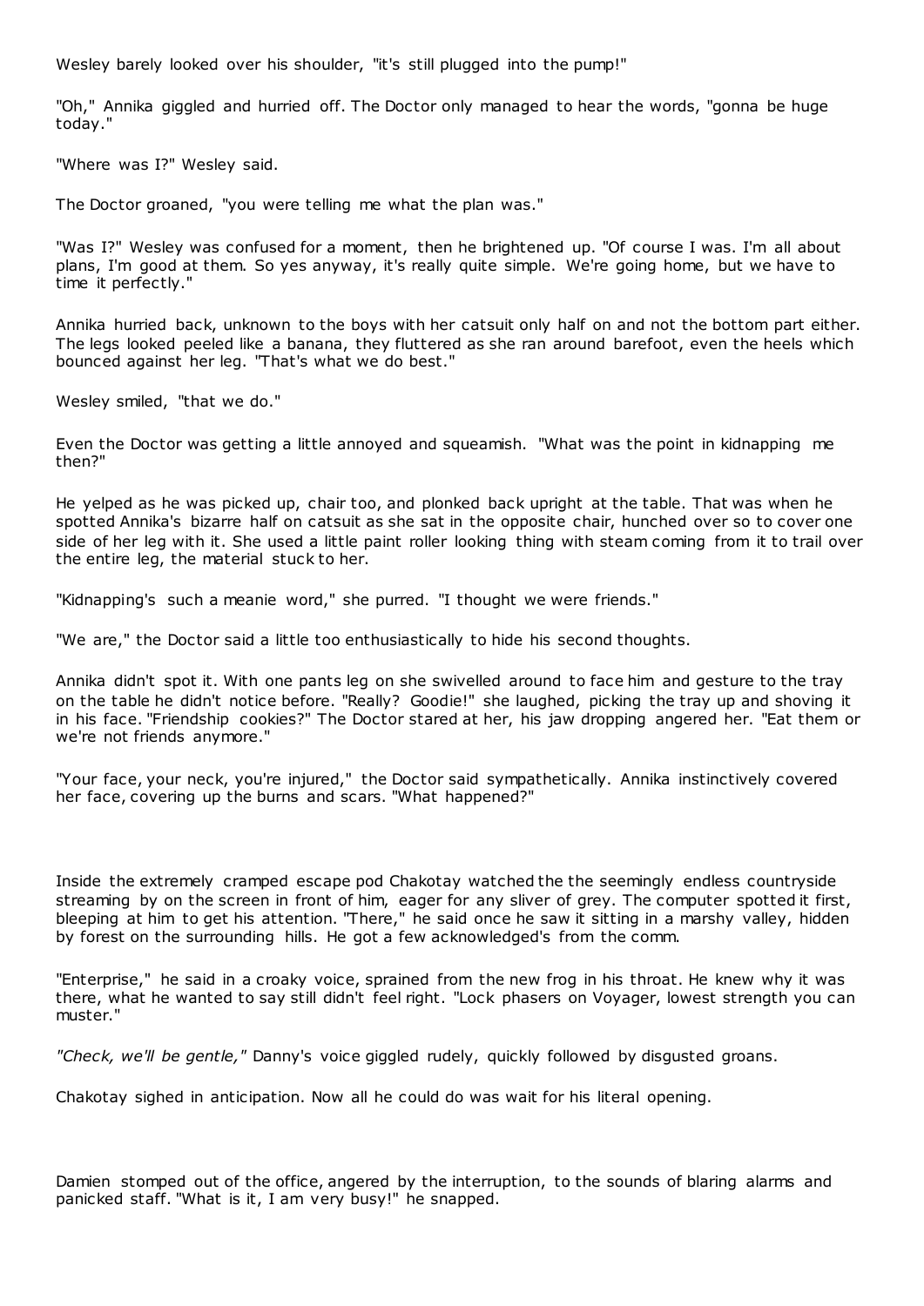Wesley barely looked over his shoulder, "it's still plugged into the pump!"

"Oh," Annika giggled and hurried off. The Doctor only managed to hear the words, "gonna be huge today."

"Where was I?" Wesley said.

The Doctor groaned, "you were telling me what the plan was."

"Was I?" Wesley was confused for a moment, then he brightened up. "Of course I was. I'm all about plans, I'm good at them. So yes anyway, it's really quite simple. We're going home, but we have to time it perfectly."

Annika hurried back, unknown to the boys with her catsuit only half on and not the bottom part either. The legs looked peeled like a banana, they fluttered as she ran around barefoot, even the heels which bounced against her leg. "That's what we do best."

Wesley smiled, "that we do."

Even the Doctor was getting a little annoyed and squeamish. "What was the point in kidnapping me then?"

He yelped as he was picked up, chair too, and plonked back upright at the table. That was when he spotted Annika's bizarre half on catsuit as she sat in the opposite chair, hunched over so to cover one side of her leg with it. She used a little paint roller looking thing with steam coming from it to trail over the entire leg, the material stuck to her.

"Kidnapping's such a meanie word," she purred. "I thought we were friends."

"We are," the Doctor said a little too enthusiastically to hide his second thoughts.

Annika didn't spot it. With one pants leg on she swivelled around to face him and gesture to the tray on the table he didn't notice before. "Really? Goodie!" she laughed, picking the tray up and shoving it in his face. "Friendship cookies?" The Doctor stared at her, his jaw dropping angered her. "Eat them or we're not friends anymore."

"Your face, your neck, you're injured," the Doctor said sympathetically. Annika instinctively covered her face, covering up the burns and scars. "What happened?"

Inside the extremely cramped escape pod Chakotay watched the the seemingly endless countryside streaming by on the screen in front of him, eager for any sliver of grey. The computer spotted it first, bleeping at him to get his attention. "There," he said once he saw it sitting in a marshy valley, hidden by forest on the surrounding hills. He got a few acknowledged's from the comm.

"Enterprise," he said in a croaky voice, sprained from the new frog in his throat. He knew why it was there, what he wanted to say still didn't feel right. "Lock phasers on Voyager, lowest strength you can muster."

*"Check, we'll be gentle,"* Danny's voice giggled rudely, quickly followed by disgusted groans.

Chakotay sighed in anticipation. Now all he could do was wait for his literal opening.

Damien stomped out of the office, angered by the interruption, to the sounds of blaring alarms and panicked staff. "What is it, I am very busy!" he snapped.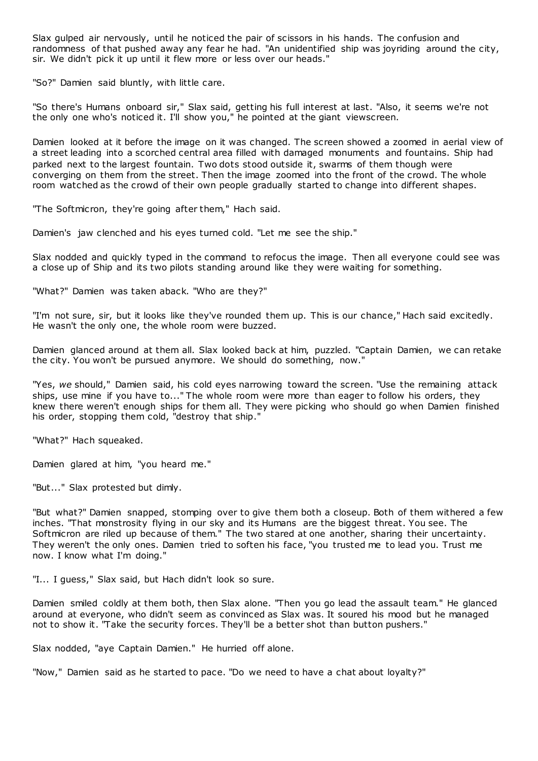Slax gulped air nervously, until he noticed the pair of scissors in his hands. The confusion and randomness of that pushed away any fear he had. "An unidentified ship was joyriding around the city, sir. We didn't pick it up until it flew more or less over our heads."

"So?" Damien said bluntly, with little care.

"So there's Humans onboard sir," Slax said, getting his full interest at last. "Also, it seems we're not the only one who's noticed it. I'll show you," he pointed at the giant viewscreen.

Damien looked at it before the image on it was changed. The screen showed a zoomed in aerial view of a street leading into a scorched central area filled with damaged monuments and fountains. Ship had parked next to the largest fountain. Two dots stood outside it, swarms of them though were converging on them from the street. Then the image zoomed into the front of the crowd. The whole room watched as the crowd of their own people gradually started to change into different shapes.

"The Softmicron, they're going after them," Hach said.

Damien's jaw clenched and his eyes turned cold. "Let me see the ship."

Slax nodded and quickly typed in the command to refocus the image. Then all everyone could see was a close up of Ship and its two pilots standing around like they were waiting for something.

"What?" Damien was taken aback. "Who are they?"

"I'm not sure, sir, but it looks like they've rounded them up. This is our chance," Hach said excitedly. He wasn't the only one, the whole room were buzzed.

Damien glanced around at them all. Slax looked back at him, puzzled. "Captain Damien, we can retake the city. You won't be pursued anymore. We should do something, now."

"Yes, *we* should," Damien said, his cold eyes narrowing toward the screen. "Use the remaining attack ships, use mine if you have to..." The whole room were more than eager to follow his orders, they knew there weren't enough ships for them all. They were picking who should go when Damien finished his order, stopping them cold, "destroy that ship."

"What?" Hach squeaked.

Damien glared at him, "you heard me."

"But..." Slax protested but dimly.

"But what?" Damien snapped, stomping over to give them both a closeup. Both of them withered a few inches. "That monstrosity flying in our sky and its Humans are the biggest threat. You see. The Softmicron are riled up because of them." The two stared at one another, sharing their uncertainty. They weren't the only ones. Damien tried to soften his face, "you trusted me to lead you. Trust me now. I know what I'm doing."

"I... I guess," Slax said, but Hach didn't look so sure.

Damien smiled coldly at them both, then Slax alone. "Then you go lead the assault team." He glanced around at everyone, who didn't seem as convinced as Slax was. It soured his mood but he managed not to show it. "Take the security forces. They'll be a better shot than button pushers."

Slax nodded, "aye Captain Damien." He hurried off alone.

"Now," Damien said as he started to pace. "Do we need to have a chat about loyalty?"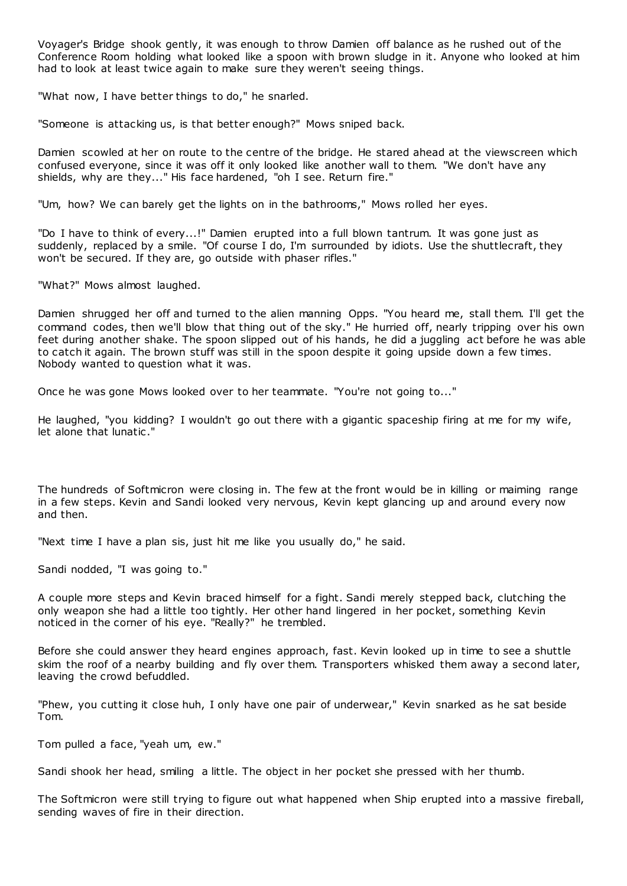Voyager's Bridge shook gently, it was enough to throw Damien off balance as he rushed out of the Conference Room holding what looked like a spoon with brown sludge in it. Anyone who looked at him had to look at least twice again to make sure they weren't seeing things.

"What now, I have better things to do," he snarled.

"Someone is attacking us, is that better enough?" Mows sniped back.

Damien scowled at her on route to the centre of the bridge. He stared ahead at the viewscreen which confused everyone, since it was off it only looked like another wall to them. "We don't have any shields, why are they..." His face hardened, "oh I see. Return fire."

"Um, how? We can barely get the lights on in the bathrooms," Mows rolled her eyes.

"Do I have to think of every...!" Damien erupted into a full blown tantrum. It was gone just as suddenly, replaced by a smile. "Of course I do, I'm surrounded by idiots. Use the shuttlecraft, they won't be secured. If they are, go outside with phaser rifles."

"What?" Mows almost laughed.

Damien shrugged her off and turned to the alien manning Opps. "You heard me, stall them. I'll get the command codes, then we'll blow that thing out of the sky." He hurried off, nearly tripping over his own feet during another shake. The spoon slipped out of his hands, he did a juggling act before he was able to catch it again. The brown stuff was still in the spoon despite it going upside down a few times. Nobody wanted to question what it was.

Once he was gone Mows looked over to her teammate. "You're not going to..."

He laughed, "you kidding? I wouldn't go out there with a gigantic spaceship firing at me for my wife, let alone that lunatic."

The hundreds of Softmicron were closing in. The few at the front would be in killing or maiming range in a few steps. Kevin and Sandi looked very nervous, Kevin kept glancing up and around every now and then.

"Next time I have a plan sis, just hit me like you usually do," he said.

Sandi nodded, "I was going to."

A couple more steps and Kevin braced himself for a fight. Sandi merely stepped back, clutching the only weapon she had a little too tightly. Her other hand lingered in her pocket, something Kevin noticed in the corner of his eye. "Really?" he trembled.

Before she could answer they heard engines approach, fast. Kevin looked up in time to see a shuttle skim the roof of a nearby building and fly over them. Transporters whisked them away a second later, leaving the crowd befuddled.

"Phew, you cutting it close huh, I only have one pair of underwear," Kevin snarked as he sat beside Tom.

Tom pulled a face, "yeah um, ew."

Sandi shook her head, smiling a little. The object in her pocket she pressed with her thumb.

The Softmicron were still trying to figure out what happened when Ship erupted into a massive fireball, sending waves of fire in their direction.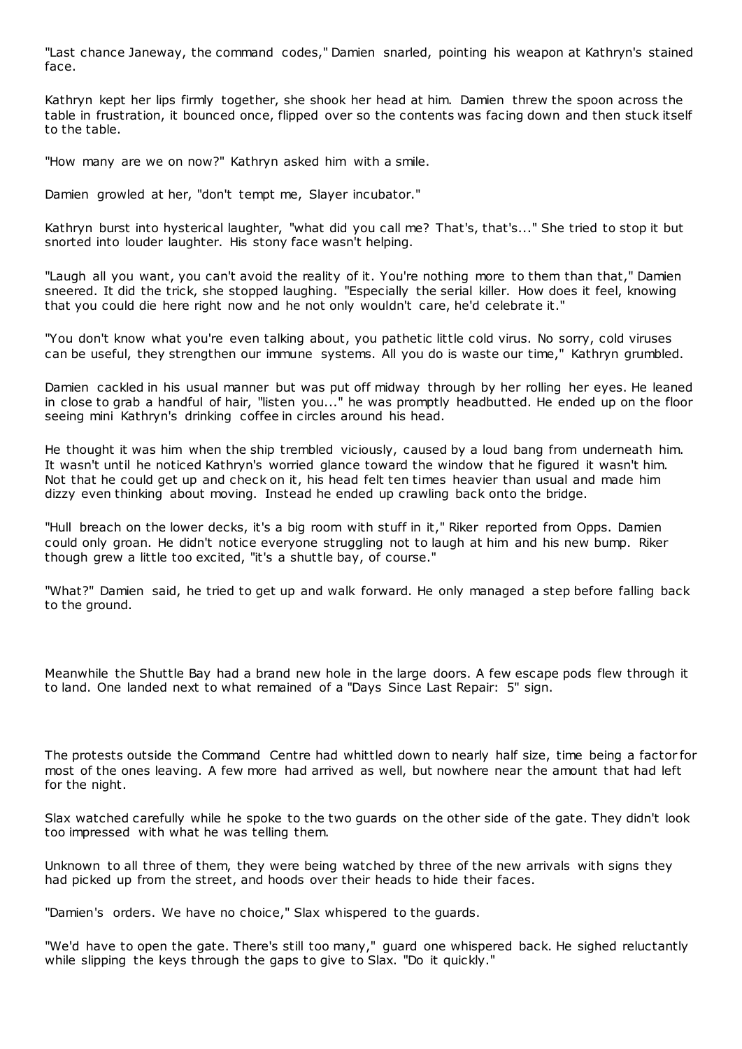"Last chance Janeway, the command codes," Damien snarled, pointing his weapon at Kathryn's stained face.

Kathryn kept her lips firmly together, she shook her head at him. Damien threw the spoon across the table in frustration, it bounced once, flipped over so the contents was facing down and then stuck itself to the table.

"How many are we on now?" Kathryn asked him with a smile.

Damien growled at her, "don't tempt me, Slayer incubator."

Kathryn burst into hysterical laughter, "what did you call me? That's, that's..." She tried to stop it but snorted into louder laughter. His stony face wasn't helping.

"Laugh all you want, you can't avoid the reality of it. You're nothing more to them than that," Damien sneered. It did the trick, she stopped laughing. "Especially the serial killer. How does it feel, knowing that you could die here right now and he not only wouldn't care, he'd celebrate it."

"You don't know what you're even talking about, you pathetic little cold virus. No sorry, cold viruses can be useful, they strengthen our immune systems. All you do is waste our time," Kathryn grumbled.

Damien cackled in his usual manner but was put off midway through by her rolling her eyes. He leaned in close to grab a handful of hair, "listen you..." he was promptly headbutted. He ended up on the floor seeing mini Kathryn's drinking coffee in circles around his head.

He thought it was him when the ship trembled viciously, caused by a loud bang from underneath him. It wasn't until he noticed Kathryn's worried glance toward the window that he figured it wasn't him. Not that he could get up and check on it, his head felt ten times heavier than usual and made him dizzy even thinking about moving. Instead he ended up crawling back onto the bridge.

"Hull breach on the lower decks, it's a big room with stuff in it," Riker reported from Opps. Damien could only groan. He didn't notice everyone struggling not to laugh at him and his new bump. Riker though grew a little too excited, "it's a shuttle bay, of course."

"What?" Damien said, he tried to get up and walk forward. He only managed a step before falling back to the ground.

Meanwhile the Shuttle Bay had a brand new hole in the large doors. A few escape pods flew through it to land. One landed next to what remained of a "Days Since Last Repair: 5" sign.

The protests outside the Command Centre had whittled down to nearly half size, time being a factor for most of the ones leaving. A few more had arrived as well, but nowhere near the amount that had left for the night.

Slax watched carefully while he spoke to the two guards on the other side of the gate. They didn't look too impressed with what he was telling them.

Unknown to all three of them, they were being watched by three of the new arrivals with signs they had picked up from the street, and hoods over their heads to hide their faces.

"Damien's orders. We have no choice," Slax whispered to the guards.

"We'd have to open the gate. There's still too many," guard one whispered back. He sighed reluctantly while slipping the keys through the gaps to give to Slax. "Do it quickly."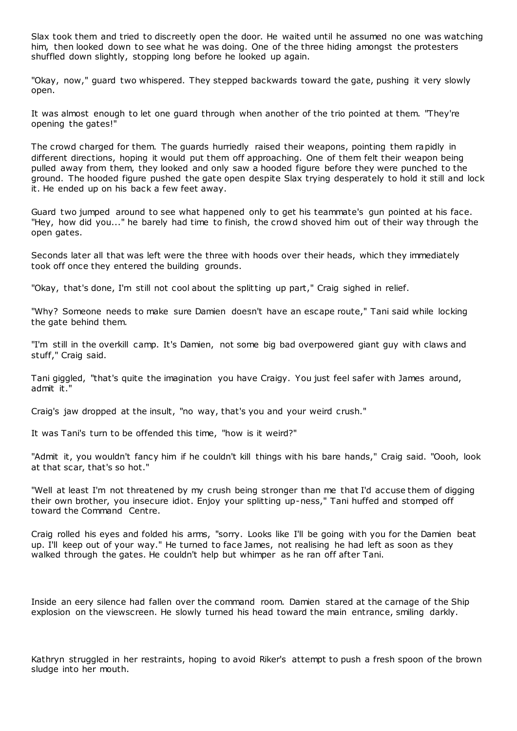Slax took them and tried to discreetly open the door. He waited until he assumed no one was watching him, then looked down to see what he was doing. One of the three hiding amongst the protesters shuffled down slightly, stopping long before he looked up again.

"Okay, now," guard two whispered. They stepped backwards toward the gate, pushing it very slowly open.

It was almost enough to let one guard through when another of the trio pointed at them. "They're opening the gates!"

The crowd charged for them. The guards hurriedly raised their weapons, pointing them rapidly in different directions, hoping it would put them off approaching. One of them felt their weapon being pulled away from them, they looked and only saw a hooded figure before they were punched to the ground. The hooded figure pushed the gate open despite Slax trying desperately to hold it still and lock it. He ended up on his back a few feet away.

Guard two jumped around to see what happened only to get his teammate's gun pointed at his face. "Hey, how did you..." he barely had time to finish, the crowd shoved him out of their way through the open gates.

Seconds later all that was left were the three with hoods over their heads, which they immediately took off once they entered the building grounds.

"Okay, that's done, I'm still not cool about the splitting up part," Craig sighed in relief.

"Why? Someone needs to make sure Damien doesn't have an escape route," Tani said while locking the gate behind them.

"I'm still in the overkill camp. It's Damien, not some big bad overpowered giant guy with claws and stuff," Craig said.

Tani giggled, "that's quite the imagination you have Craigy. You just feel safer with James around, admit it."

Craig's jaw dropped at the insult, "no way, that's you and your weird crush."

It was Tani's turn to be offended this time, "how is it weird?"

"Admit it, you wouldn't fancy him if he couldn't kill things with his bare hands," Craig said. "Oooh, look at that scar, that's so hot."

"Well at least I'm not threatened by my crush being stronger than me that I'd accuse them of digging their own brother, you insecure idiot. Enjoy your splitting up-ness," Tani huffed and stomped off toward the Command Centre.

Craig rolled his eyes and folded his arms, "sorry. Looks like I'll be going with you for the Damien beat up. I'll keep out of your way." He turned to face James, not realising he had left as soon as they walked through the gates. He couldn't help but whimper as he ran off after Tani.

Inside an eery silence had fallen over the command room. Damien stared at the carnage of the Ship explosion on the viewscreen. He slowly turned his head toward the main entrance, smiling darkly.

Kathryn struggled in her restraints, hoping to avoid Riker's attempt to push a fresh spoon of the brown sludge into her mouth.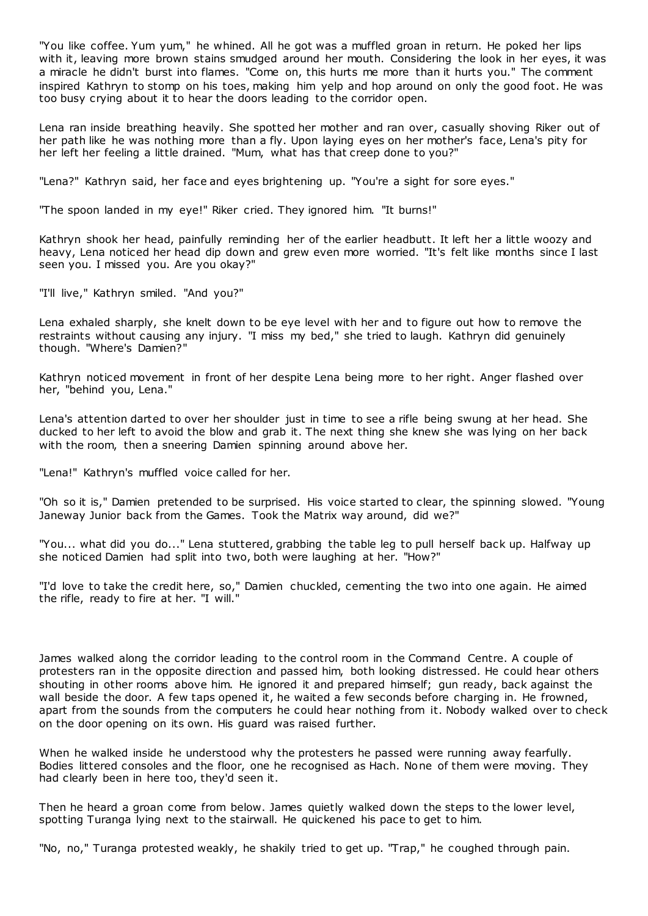"You like coffee. Yum yum," he whined. All he got was a muffled groan in return. He poked her lips with it, leaving more brown stains smudged around her mouth. Considering the look in her eyes, it was a miracle he didn't burst into flames. "Come on, this hurts me more than it hurts you." The comment inspired Kathryn to stomp on his toes, making him yelp and hop around on only the good foot. He was too busy crying about it to hear the doors leading to the corridor open.

Lena ran inside breathing heavily. She spotted her mother and ran over, casually shoving Riker out of her path like he was nothing more than a fly. Upon laying eyes on her mother's face, Lena's pity for her left her feeling a little drained. "Mum, what has that creep done to you?"

"Lena?" Kathryn said, her face and eyes brightening up. "You're a sight for sore eyes."

"The spoon landed in my eye!" Riker cried. They ignored him. "It burns!"

Kathryn shook her head, painfully reminding her of the earlier headbutt. It left her a little woozy and heavy, Lena noticed her head dip down and grew even more worried. "It's felt like months since I last seen you. I missed you. Are you okay?"

"I'll live," Kathryn smiled. "And you?"

Lena exhaled sharply, she knelt down to be eye level with her and to figure out how to remove the restraints without causing any injury. "I miss my bed," she tried to laugh. Kathryn did genuinely though. "Where's Damien?"

Kathryn noticed movement in front of her despite Lena being more to her right. Anger flashed over her, "behind you, Lena."

Lena's attention darted to over her shoulder just in time to see a rifle being swung at her head. She ducked to her left to avoid the blow and grab it. The next thing she knew she was lying on her back with the room, then a sneering Damien spinning around above her.

"Lena!" Kathryn's muffled voice called for her.

"Oh so it is," Damien pretended to be surprised. His voice started to clear, the spinning slowed. "Young Janeway Junior back from the Games. Took the Matrix way around, did we?"

"You... what did you do..." Lena stuttered, grabbing the table leg to pull herself back up. Halfway up she noticed Damien had split into two, both were laughing at her. "How?"

"I'd love to take the credit here, so," Damien chuckled, cementing the two into one again. He aimed the rifle, ready to fire at her. "I will."

James walked along the corridor leading to the control room in the Command Centre. A couple of protesters ran in the opposite direction and passed him, both looking distressed. He could hear others shouting in other rooms above him. He ignored it and prepared himself; gun ready, back against the wall beside the door. A few taps opened it, he waited a few seconds before charging in. He frowned, apart from the sounds from the computers he could hear nothing from it. Nobody walked over to check on the door opening on its own. His guard was raised further.

When he walked inside he understood why the protesters he passed were running away fearfully. Bodies littered consoles and the floor, one he recognised as Hach. None of them were moving. They had clearly been in here too, they'd seen it.

Then he heard a groan come from below. James quietly walked down the steps to the lower level, spotting Turanga lying next to the stairwall. He quickened his pace to get to him.

"No, no," Turanga protested weakly, he shakily tried to get up. "Trap," he coughed through pain.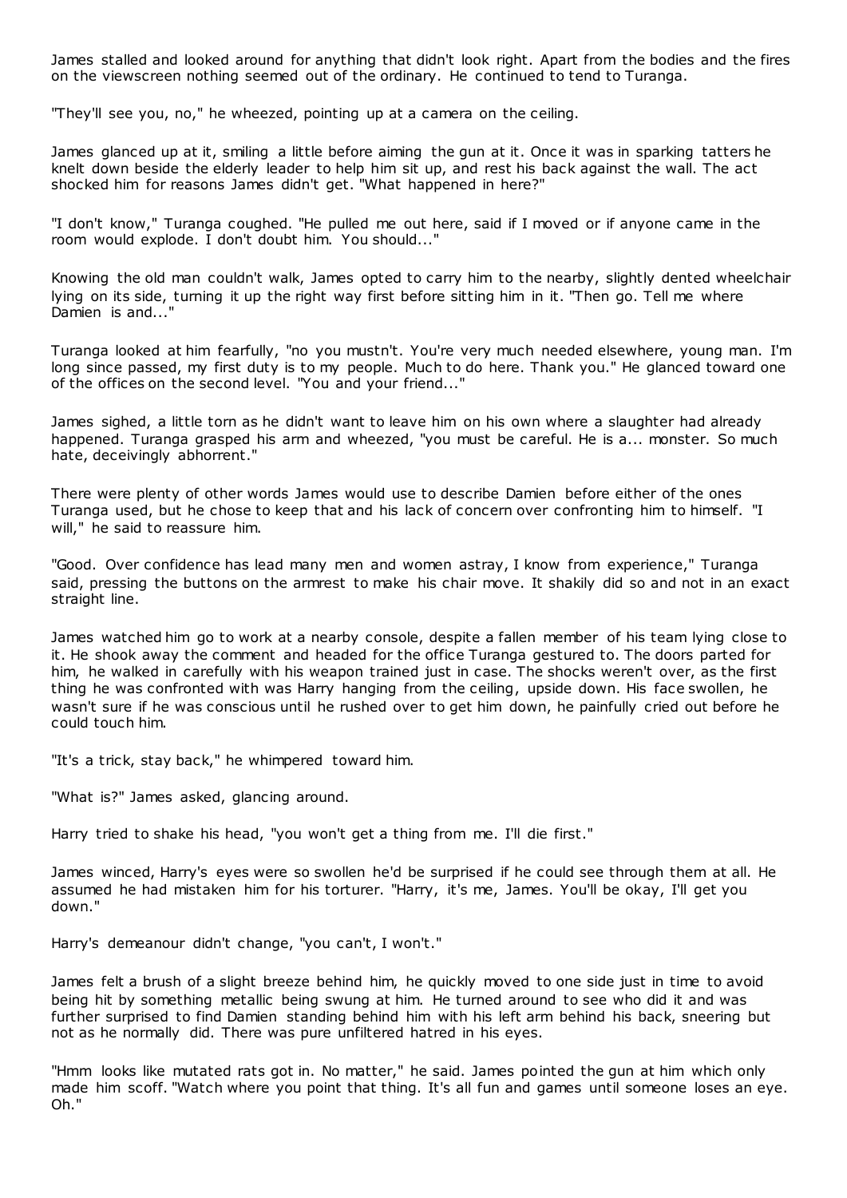James stalled and looked around for anything that didn't look right. Apart from the bodies and the fires on the viewscreen nothing seemed out of the ordinary. He continued to tend to Turanga.

"They'll see you, no," he wheezed, pointing up at a camera on the ceiling.

James glanced up at it, smiling a little before aiming the gun at it. Once it was in sparking tatters he knelt down beside the elderly leader to help him sit up, and rest his back against the wall. The act shocked him for reasons James didn't get. "What happened in here?"

"I don't know," Turanga coughed. "He pulled me out here, said if I moved or if anyone came in the room would explode. I don't doubt him. You should..."

Knowing the old man couldn't walk, James opted to carry him to the nearby, slightly dented wheelchair lying on its side, turning it up the right way first before sitting him in it. "Then go. Tell me where Damien is and..."

Turanga looked at him fearfully, "no you mustn't. You're very much needed elsewhere, young man. I'm long since passed, my first duty is to my people. Much to do here. Thank you." He glanced toward one of the offices on the second level. "You and your friend..."

James sighed, a little torn as he didn't want to leave him on his own where a slaughter had already happened. Turanga grasped his arm and wheezed, "you must be careful. He is a... monster. So much hate, deceivingly abhorrent."

There were plenty of other words James would use to describe Damien before either of the ones Turanga used, but he chose to keep that and his lack of concern over confronting him to himself. "I will," he said to reassure him.

"Good. Over confidence has lead many men and women astray, I know from experience," Turanga said, pressing the buttons on the armrest to make his chair move. It shakily did so and not in an exact straight line.

James watched him go to work at a nearby console, despite a fallen member of his team lying close to it. He shook away the comment and headed for the office Turanga gestured to. The doors parted for him, he walked in carefully with his weapon trained just in case. The shocks weren't over, as the first thing he was confronted with was Harry hanging from the ceiling, upside down. His face swollen, he wasn't sure if he was conscious until he rushed over to get him down, he painfully cried out before he could touch him.

"It's a trick, stay back," he whimpered toward him.

"What is?" James asked, glancing around.

Harry tried to shake his head, "you won't get a thing from me. I'll die first."

James winced, Harry's eyes were so swollen he'd be surprised if he could see through them at all. He assumed he had mistaken him for his torturer. "Harry, it's me, James. You'll be okay, I'll get you down."

Harry's demeanour didn't change, "you can't, I won't."

James felt a brush of a slight breeze behind him, he quickly moved to one side just in time to avoid being hit by something metallic being swung at him. He turned around to see who did it and was further surprised to find Damien standing behind him with his left arm behind his back, sneering but not as he normally did. There was pure unfiltered hatred in his eyes.

"Hmm looks like mutated rats got in. No matter," he said. James pointed the gun at him which only made him scoff. "Watch where you point that thing. It's all fun and games until someone loses an eye. Oh."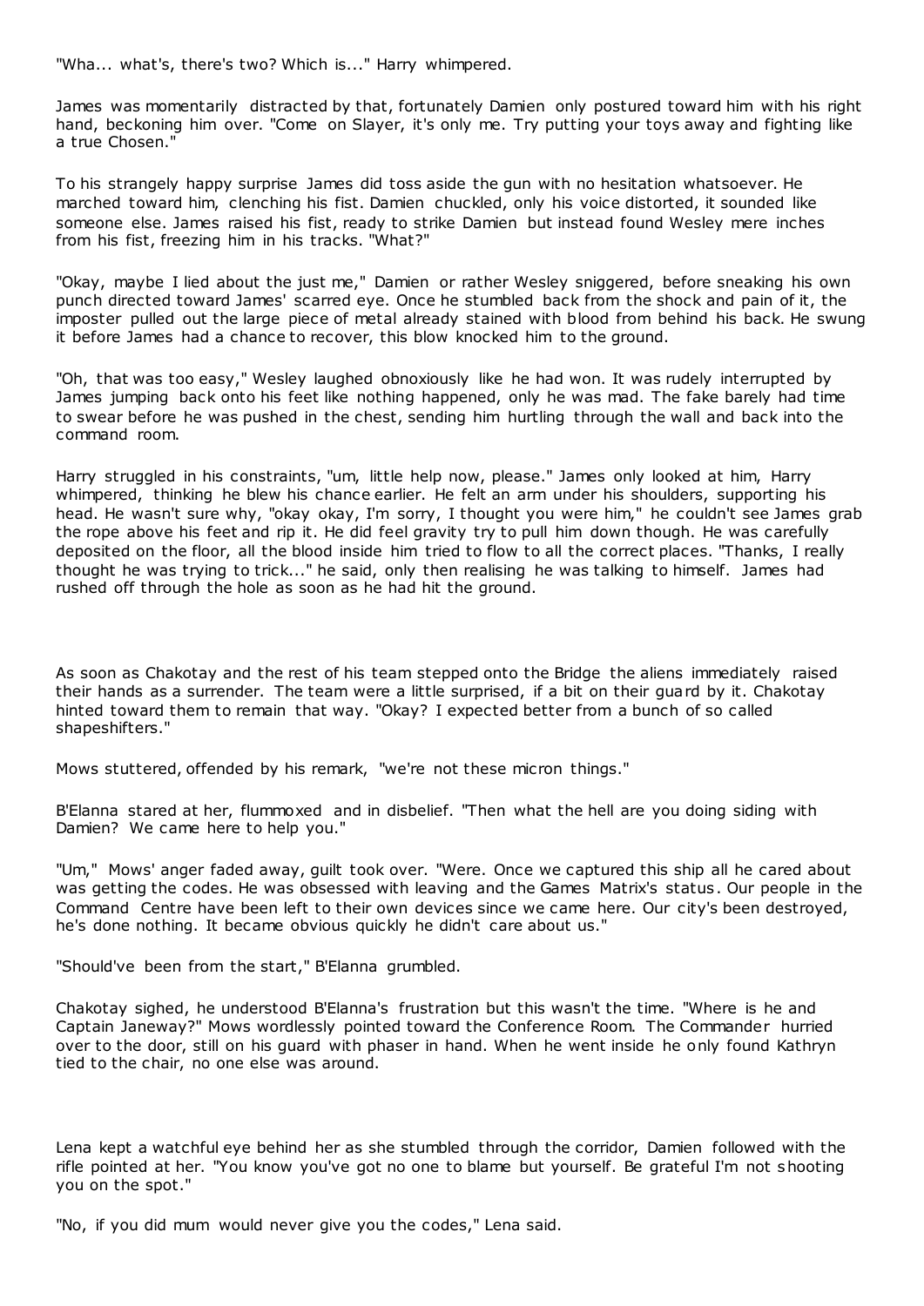"Wha... what's, there's two? Which is..." Harry whimpered.

James was momentarily distracted by that, fortunately Damien only postured toward him with his right hand, beckoning him over. "Come on Slayer, it's only me. Try putting your toys away and fighting like a true Chosen."

To his strangely happy surprise James did toss aside the gun with no hesitation whatsoever. He marched toward him, clenching his fist. Damien chuckled, only his voice distorted, it sounded like someone else. James raised his fist, ready to strike Damien but instead found Wesley mere inches from his fist, freezing him in his tracks. "What?"

"Okay, maybe I lied about the just me," Damien or rather Wesley sniggered, before sneaking his own punch directed toward James' scarred eye. Once he stumbled back from the shock and pain of it, the imposter pulled out the large piece of metal already stained with blood from behind his back. He swung it before James had a chance to recover, this blow knocked him to the ground.

"Oh, that was too easy," Wesley laughed obnoxiously like he had won. It was rudely interrupted by James jumping back onto his feet like nothing happened, only he was mad. The fake barely had time to swear before he was pushed in the chest, sending him hurtling through the wall and back into the command room.

Harry struggled in his constraints, "um, little help now, please." James only looked at him, Harry whimpered, thinking he blew his chance earlier. He felt an arm under his shoulders, supporting his head. He wasn't sure why, "okay okay, I'm sorry, I thought you were him," he couldn't see James grab the rope above his feet and rip it. He did feel gravity try to pull him down though. He was carefully deposited on the floor, all the blood inside him tried to flow to all the correct places. "Thanks, I really thought he was trying to trick..." he said, only then realising he was talking to himself. James had rushed off through the hole as soon as he had hit the ground.

As soon as Chakotay and the rest of his team stepped onto the Bridge the aliens immediately raised their hands as a surrender. The team were a little surprised, if a bit on their guard by it. Chakotay hinted toward them to remain that way. "Okay? I expected better from a bunch of so called shapeshifters."

Mows stuttered, offended by his remark, "we're not these micron things."

B'Elanna stared at her, flummoxed and in disbelief. "Then what the hell are you doing siding with Damien? We came here to help you."

"Um," Mows' anger faded away, guilt took over. "Were. Once we captured this ship all he cared about was getting the codes. He was obsessed with leaving and the Games Matrix's status. Our people in the Command Centre have been left to their own devices since we came here. Our city's been destroyed, he's done nothing. It became obvious quickly he didn't care about us."

"Should've been from the start," B'Elanna grumbled.

Chakotay sighed, he understood B'Elanna's frustration but this wasn't the time. "Where is he and Captain Janeway?" Mows wordlessly pointed toward the Conference Room. The Commander hurried over to the door, still on his guard with phaser in hand. When he went inside he only found Kathryn tied to the chair, no one else was around.

Lena kept a watchful eye behind her as she stumbled through the corridor, Damien followed with the rifle pointed at her. "You know you've got no one to blame but yourself. Be grateful I'm not shooting you on the spot."

"No, if you did mum would never give you the codes," Lena said.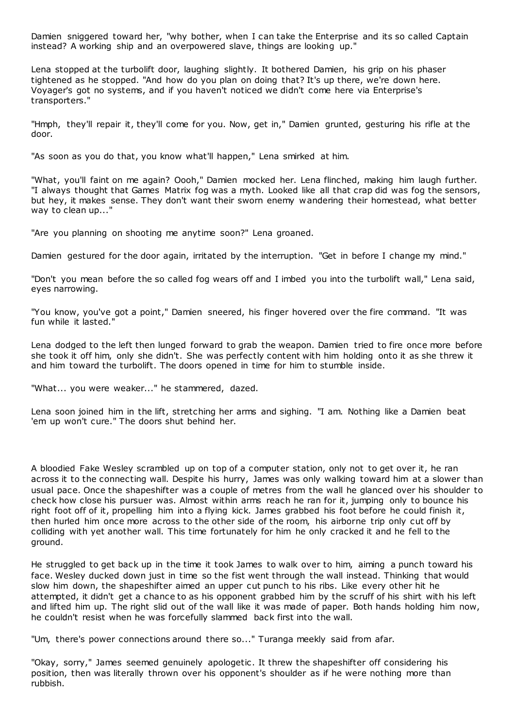Damien sniggered toward her, "why bother, when I can take the Enterprise and its so called Captain instead? A working ship and an overpowered slave, things are looking up."

Lena stopped at the turbolift door, laughing slightly. It bothered Damien, his grip on his phaser tightened as he stopped. "And how do you plan on doing that? It's up there, we're down here. Voyager's got no systems, and if you haven't noticed we didn't come here via Enterprise's transporters."

"Hmph, they'll repair it, they'll come for you. Now, get in," Damien grunted, gesturing his rifle at the door.

"As soon as you do that, you know what'll happen," Lena smirked at him.

"What, you'll faint on me again? Oooh," Damien mocked her. Lena flinched, making him laugh further. "I always thought that Games Matrix fog was a myth. Looked like all that crap did was fog the sensors, but hey, it makes sense. They don't want their sworn enemy wandering their homestead, what better way to clean up..."

"Are you planning on shooting me anytime soon?" Lena groaned.

Damien gestured for the door again, irritated by the interruption. "Get in before I change my mind."

"Don't you mean before the so called fog wears off and I imbed you into the turbolift wall," Lena said, eyes narrowing.

"You know, you've got a point," Damien sneered, his finger hovered over the fire command. "It was fun while it lasted."

Lena dodged to the left then lunged forward to grab the weapon. Damien tried to fire once more before she took it off him, only she didn't. She was perfectly content with him holding onto it as she threw it and him toward the turbolift. The doors opened in time for him to stumble inside.

"What... you were weaker..." he stammered, dazed.

Lena soon joined him in the lift, stretching her arms and sighing. "I am. Nothing like a Damien beat 'em up won't cure." The doors shut behind her.

A bloodied Fake Wesley scrambled up on top of a computer station, only not to get over it, he ran across it to the connecting wall. Despite his hurry, James was only walking toward him at a slower than usual pace. Once the shapeshifter was a couple of metres from the wall he glanced over his shoulder to check how close his pursuer was. Almost within arms reach he ran for it, jumping only to bounce his right foot off of it, propelling him into a flying kick. James grabbed his foot before he could finish it, then hurled him once more across to the other side of the room, his airborne trip only cut off by colliding with yet another wall. This time fortunately for him he only cracked it and he fell to the ground.

He struggled to get back up in the time it took James to walk over to him, aiming a punch toward his face. Wesley ducked down just in time so the fist went through the wall instead. Thinking that would slow him down, the shapeshifter aimed an upper cut punch to his ribs. Like every other hit he attempted, it didn't get a chance to as his opponent grabbed him by the scruff of his shirt with his left and lifted him up. The right slid out of the wall like it was made of paper. Both hands holding him now, he couldn't resist when he was forcefully slammed back first into the wall.

"Um, there's power connections around there so..." Turanga meekly said from afar.

"Okay, sorry," James seemed genuinely apologetic. It threw the shapeshifter off considering his position, then was literally thrown over his opponent's shoulder as if he were nothing more than rubbish.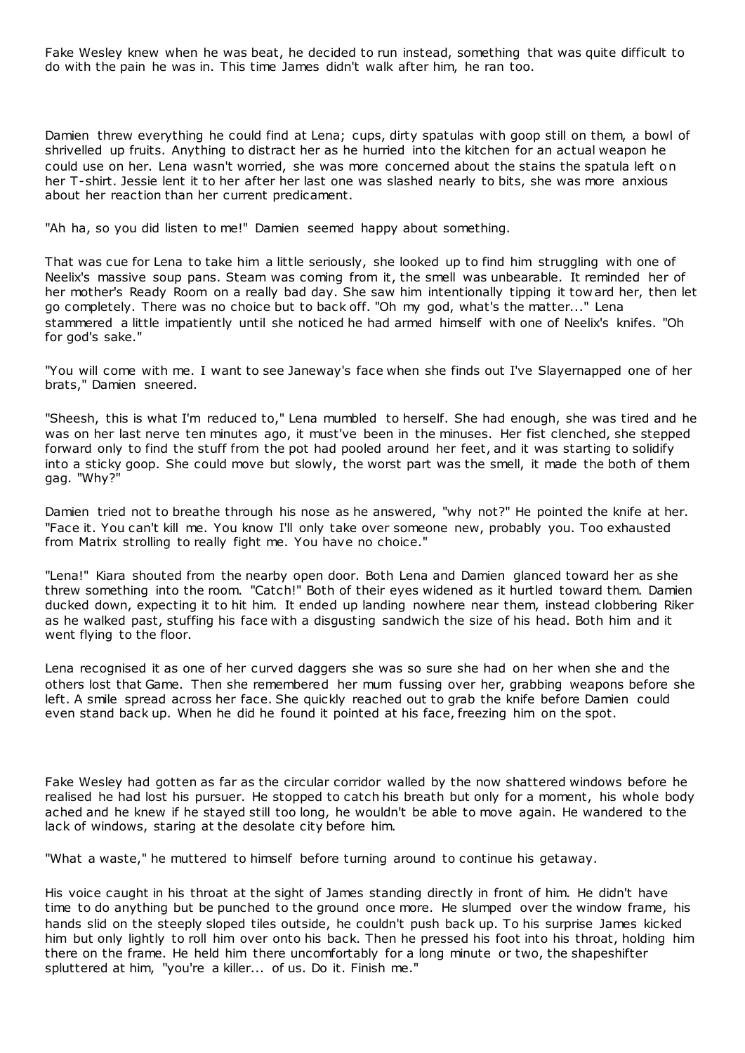Fake Wesley knew when he was beat, he decided to run instead, something that was quite difficult to do with the pain he was in. This time James didn't walk after him, he ran too.

Damien threw everything he could find at Lena; cups, dirty spatulas with goop still on them, a bowl of shrivelled up fruits. Anything to distract her as he hurried into the kitchen for an actual weapon he could use on her. Lena wasn't worried, she was more concerned about the stains the spatula left on her T-shirt. Jessie lent it to her after her last one was slashed nearly to bits, she was more anxious about her reaction than her current predicament.

"Ah ha, so you did listen to me!" Damien seemed happy about something.

That was cue for Lena to take him a little seriously, she looked up to find him struggling with one of Neelix's massive soup pans. Steam was coming from it, the smell was unbearable. It reminded her of her mother's Ready Room on a really bad day. She saw him intentionally tipping it toward her, then let go completely. There was no choice but to back off. "Oh my god, what's the matter..." Lena stammered a little impatiently until she noticed he had armed himself with one of Neelix's knifes. "Oh for god's sake."

"You will come with me. I want to see Janeway's face when she finds out I've Slayernapped one of her brats," Damien sneered.

"Sheesh, this is what I'm reduced to," Lena mumbled to herself. She had enough, she was tired and he was on her last nerve ten minutes ago, it must've been in the minuses. Her fist clenched, she stepped forward only to find the stuff from the pot had pooled around her feet, and it was starting to solidify into a sticky goop. She could move but slowly, the worst part was the smell, it made the both of them gag. "Why?"

Damien tried not to breathe through his nose as he answered, "why not?" He pointed the knife at her. "Face it. You can't kill me. You know I'll only take over someone new, probably you. Too exhausted from Matrix strolling to really fight me. You have no choice."

"Lena!" Kiara shouted from the nearby open door. Both Lena and Damien glanced toward her as she threw something into the room. "Catch!" Both of their eyes widened as it hurtled toward them. Damien ducked down, expecting it to hit him. It ended up landing nowhere near them, instead clobbering Riker as he walked past, stuffing his face with a disgusting sandwich the size of his head. Both him and it went flying to the floor.

Lena recognised it as one of her curved daggers she was so sure she had on her when she and the others lost that Game. Then she remembered her mum fussing over her, grabbing weapons before she left. A smile spread across her face. She quickly reached out to grab the knife before Damien could even stand back up. When he did he found it pointed at his face, freezing him on the spot.

Fake Wesley had gotten as far as the circular corridor walled by the now shattered windows before he realised he had lost his pursuer. He stopped to catch his breath but only for a moment, his whole body ached and he knew if he stayed still too long, he wouldn't be able to move again. He wandered to the lack of windows, staring at the desolate city before him.

"What a waste," he muttered to himself before turning around to continue his getaway.

His voice caught in his throat at the sight of James standing directly in front of him. He didn't have time to do anything but be punched to the ground once more. He slumped over the window frame, his hands slid on the steeply sloped tiles outside, he couldn't push back up. To his surprise James kicked him but only lightly to roll him over onto his back. Then he pressed his foot into his throat, holding him there on the frame. He held him there uncomfortably for a long minute or two, the shapeshifter spluttered at him, "you're a killer... of us. Do it. Finish me."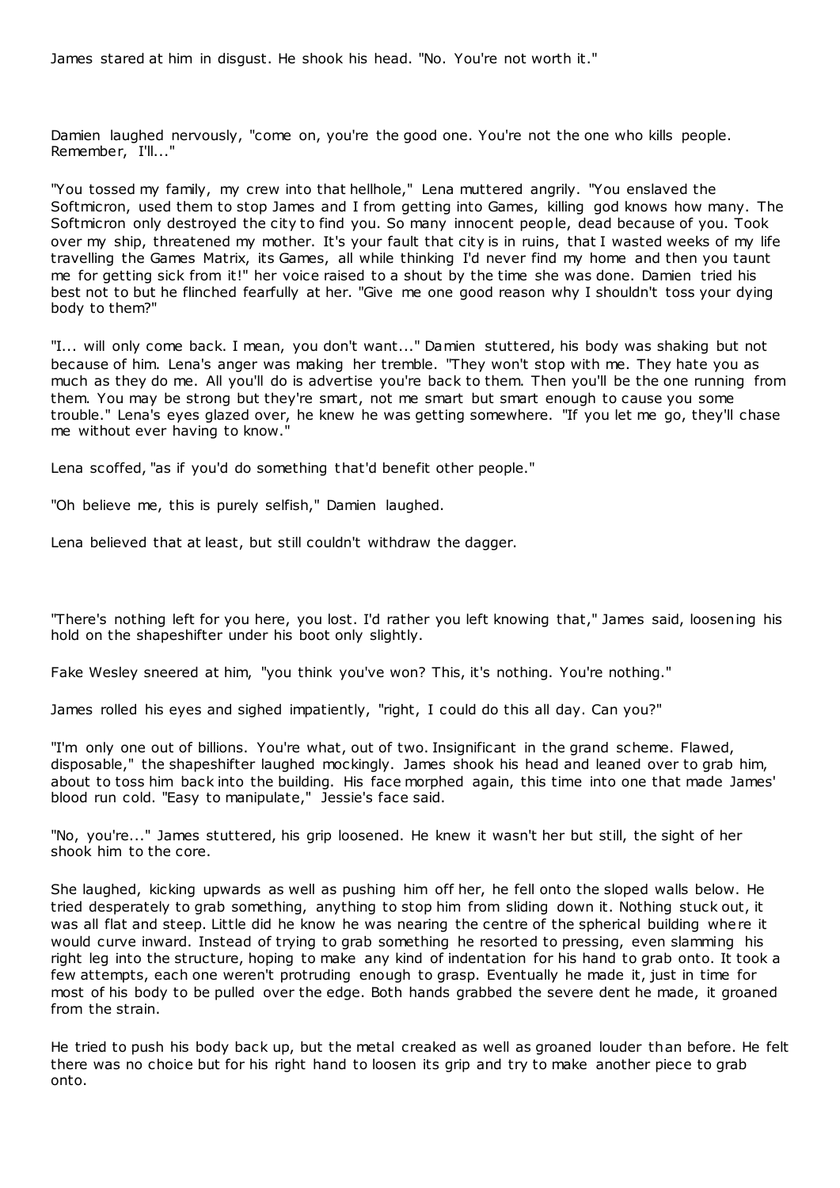James stared at him in disgust. He shook his head. "No. You're not worth it."

Damien laughed nervously, "come on, you're the good one. You're not the one who kills people. Remember, I'll..."

"You tossed my family, my crew into that hellhole," Lena muttered angrily. "You enslaved the Softmicron, used them to stop James and I from getting into Games, killing god knows how many. The Softmicron only destroyed the city to find you. So many innocent people, dead because of you. Took over my ship, threatened my mother. It's your fault that city is in ruins, that I wasted weeks of my life travelling the Games Matrix, its Games, all while thinking I'd never find my home and then you taunt me for getting sick from it!" her voice raised to a shout by the time she was done. Damien tried his best not to but he flinched fearfully at her. "Give me one good reason why I shouldn't toss your dying body to them?"

"I... will only come back. I mean, you don't want..." Damien stuttered, his body was shaking but not because of him. Lena's anger was making her tremble. "They won't stop with me. They hate you as much as they do me. All you'll do is advertise you're back to them. Then you'll be the one running from them. You may be strong but they're smart, not me smart but smart enough to cause you some trouble." Lena's eyes glazed over, he knew he was getting somewhere. "If you let me go, they'll chase me without ever having to know."

Lena scoffed, "as if you'd do something that'd benefit other people."

"Oh believe me, this is purely selfish," Damien laughed.

Lena believed that at least, but still couldn't withdraw the dagger.

"There's nothing left for you here, you lost. I'd rather you left knowing that," James said, loosening his hold on the shapeshifter under his boot only slightly.

Fake Wesley sneered at him, "you think you've won? This, it's nothing. You're nothing."

James rolled his eyes and sighed impatiently, "right, I could do this all day. Can you?"

"I'm only one out of billions. You're what, out of two. Insignificant in the grand scheme. Flawed, disposable," the shapeshifter laughed mockingly. James shook his head and leaned over to grab him, about to toss him back into the building. His face morphed again, this time into one that made James' blood run cold. "Easy to manipulate," Jessie's face said.

"No, you're..." James stuttered, his grip loosened. He knew it wasn't her but still, the sight of her shook him to the core.

She laughed, kicking upwards as well as pushing him off her, he fell onto the sloped walls below. He tried desperately to grab something, anything to stop him from sliding down it. Nothing stuck out, it was all flat and steep. Little did he know he was nearing the centre of the spherical building where it would curve inward. Instead of trying to grab something he resorted to pressing, even slamming his right leg into the structure, hoping to make any kind of indentation for his hand to grab onto. It took a few attempts, each one weren't protruding enough to grasp. Eventually he made it, just in time for most of his body to be pulled over the edge. Both hands grabbed the severe dent he made, it groaned from the strain.

He tried to push his body back up, but the metal creaked as well as groaned louder than before. He felt there was no choice but for his right hand to loosen its grip and try to make another piece to grab onto.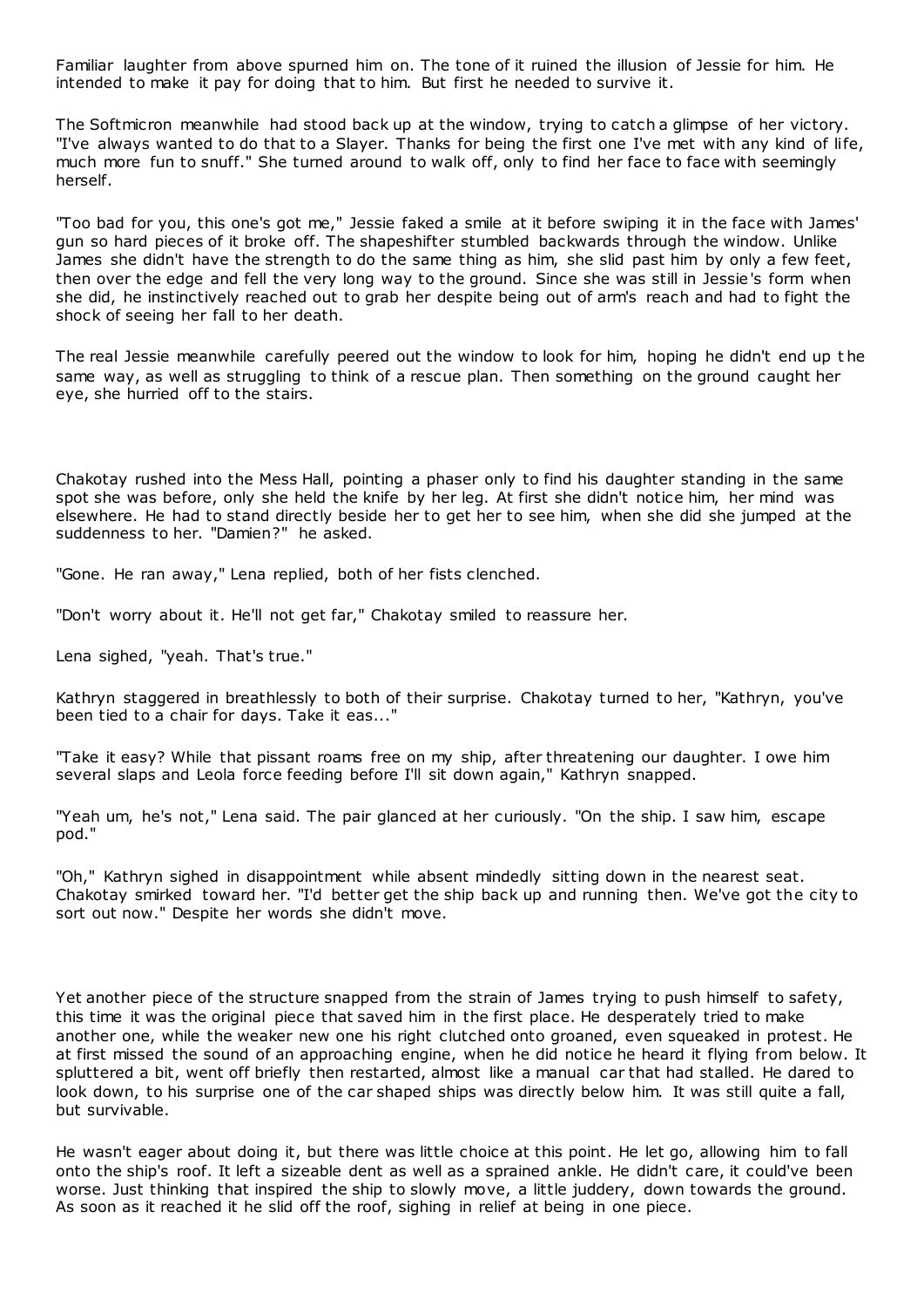Familiar laughter from above spurned him on. The tone of it ruined the illusion of Jessie for him. He intended to make it pay for doing that to him. But first he needed to survive it.

The Softmicron meanwhile had stood back up at the window, trying to catch a glimpse of her victory. "I've always wanted to do that to a Slayer. Thanks for being the first one I've met with any kind of life, much more fun to snuff." She turned around to walk off, only to find her face to face with seemingly herself.

"Too bad for you, this one's got me," Jessie faked a smile at it before swiping it in the face with James' gun so hard pieces of it broke off. The shapeshifter stumbled backwards through the window. Unlike James she didn't have the strength to do the same thing as him, she slid past him by only a few feet, then over the edge and fell the very long way to the ground. Since she was still in Jessie's form when she did, he instinctively reached out to grab her despite being out of arm's reach and had to fight the shock of seeing her fall to her death.

The real Jessie meanwhile carefully peered out the window to look for him, hoping he didn't end up the same way, as well as struggling to think of a rescue plan. Then something on the ground caught her eye, she hurried off to the stairs.

Chakotay rushed into the Mess Hall, pointing a phaser only to find his daughter standing in the same spot she was before, only she held the knife by her leg. At first she didn't notice him, her mind was elsewhere. He had to stand directly beside her to get her to see him, when she did she jumped at the suddenness to her. "Damien?" he asked.

"Gone. He ran away," Lena replied, both of her fists clenched.

"Don't worry about it. He'll not get far," Chakotay smiled to reassure her.

Lena sighed, "yeah. That's true."

Kathryn staggered in breathlessly to both of their surprise. Chakotay turned to her, "Kathryn, you've been tied to a chair for days. Take it eas..."

"Take it easy? While that pissant roams free on my ship, after threatening our daughter. I owe him several slaps and Leola force feeding before I'll sit down again," Kathryn snapped.

"Yeah um, he's not," Lena said. The pair glanced at her curiously. "On the ship. I saw him, escape pod."

"Oh," Kathryn sighed in disappointment while absent mindedly sitting down in the nearest seat. Chakotay smirked toward her. "I'd better get the ship back up and running then. We've got the city to sort out now." Despite her words she didn't move.

Yet another piece of the structure snapped from the strain of James trying to push himself to safety, this time it was the original piece that saved him in the first place. He desperately tried to make another one, while the weaker new one his right clutched onto groaned, even squeaked in protest. He at first missed the sound of an approaching engine, when he did notice he heard it flying from below. It spluttered a bit, went off briefly then restarted, almost like a manual car that had stalled. He dared to look down, to his surprise one of the car shaped ships was directly below him. It was still quite a fall, but survivable.

He wasn't eager about doing it, but there was little choice at this point. He let go, allowing him to fall onto the ship's roof. It left a sizeable dent as well as a sprained ankle. He didn't care, it could've been worse. Just thinking that inspired the ship to slowly move, a little juddery, down towards the ground. As soon as it reached it he slid off the roof, sighing in relief at being in one piece.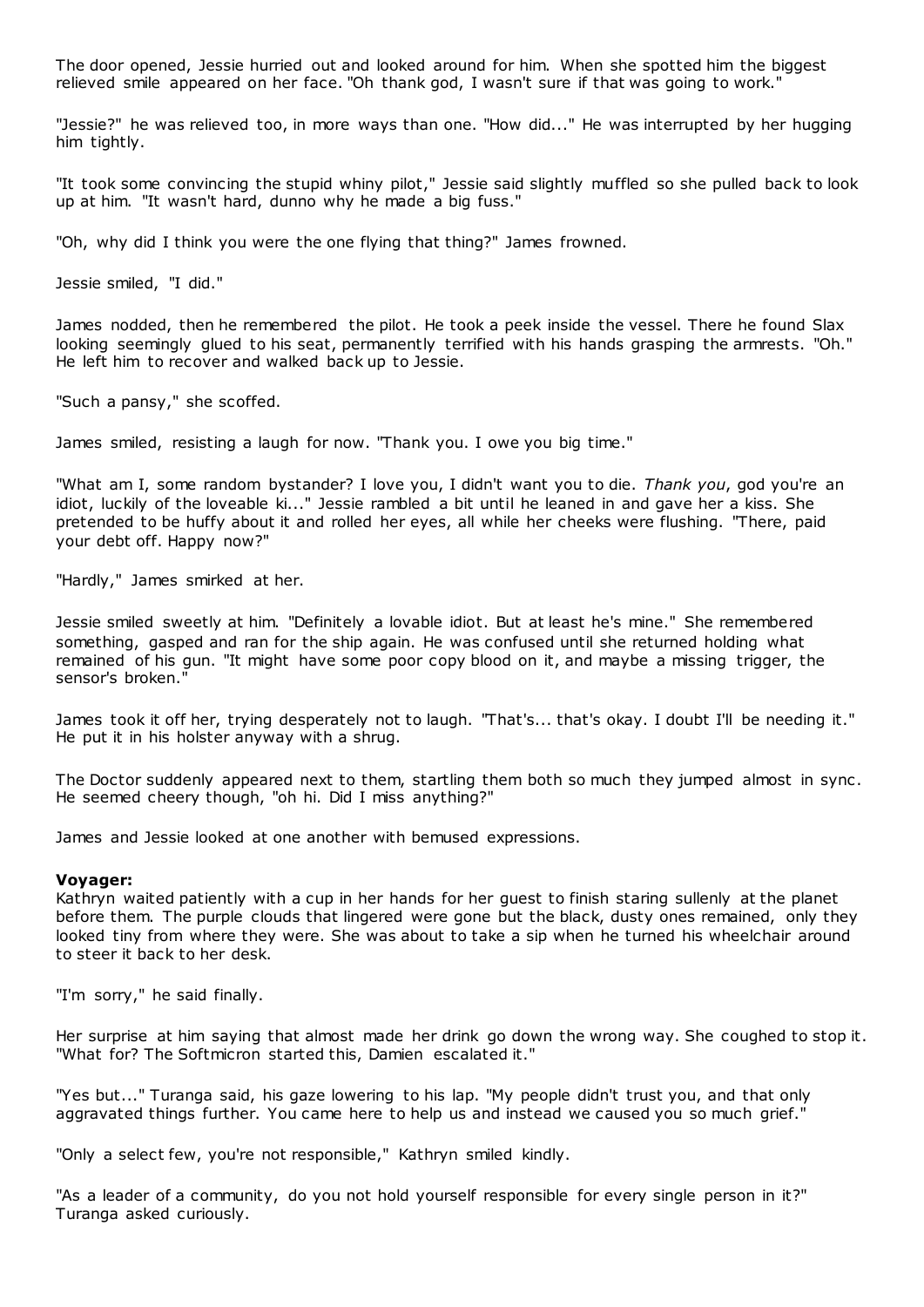The door opened, Jessie hurried out and looked around for him. When she spotted him the biggest relieved smile appeared on her face. "Oh thank god, I wasn't sure if that was going to work."

"Jessie?" he was relieved too, in more ways than one. "How did..." He was interrupted by her hugging him tightly.

"It took some convincing the stupid whiny pilot," Jessie said slightly muffled so she pulled back to look up at him. "It wasn't hard, dunno why he made a big fuss."

"Oh, why did I think you were the one flying that thing?" James frowned.

Jessie smiled, "I did."

James nodded, then he remembered the pilot. He took a peek inside the vessel. There he found Slax looking seemingly glued to his seat, permanently terrified with his hands grasping the armrests. "Oh." He left him to recover and walked back up to Jessie.

"Such a pansy," she scoffed.

James smiled, resisting a laugh for now. "Thank you. I owe you big time."

"What am I, some random bystander? I love you, I didn't want you to die. *Thank you*, god you're an idiot, luckily of the loveable ki..." Jessie rambled a bit until he leaned in and gave her a kiss. She pretended to be huffy about it and rolled her eyes, all while her cheeks were flushing. "There, paid your debt off. Happy now?"

"Hardly," James smirked at her.

Jessie smiled sweetly at him. "Definitely a lovable idiot. But at least he's mine." She remembered something, gasped and ran for the ship again. He was confused until she returned holding what remained of his gun. "It might have some poor copy blood on it, and maybe a missing trigger, the sensor's broken."

James took it off her, trying desperately not to laugh. "That's... that's okay. I doubt I'll be needing it." He put it in his holster anyway with a shrug.

The Doctor suddenly appeared next to them, startling them both so much they jumped almost in sync. He seemed cheery though, "oh hi. Did I miss anything?"

James and Jessie looked at one another with bemused expressions.

**Voyager:**

Kathryn waited patiently with a cup in her hands for her guest to finish staring sullenly at the planet before them. The purple clouds that lingered were gone but the black, dusty ones remained, only they looked tiny from where they were. She was about to take a sip when he turned his wheelchair around to steer it back to her desk.

"I'm sorry," he said finally.

Her surprise at him saying that almost made her drink go down the wrong way. She coughed to stop it. "What for? The Softmicron started this, Damien escalated it."

"Yes but..." Turanga said, his gaze lowering to his lap. "My people didn't trust you, and that only aggravated things further. You came here to help us and instead we caused you so much grief."

"Only a select few, you're not responsible," Kathryn smiled kindly.

"As a leader of a community, do you not hold yourself responsible for every single person in it?" Turanga asked curiously.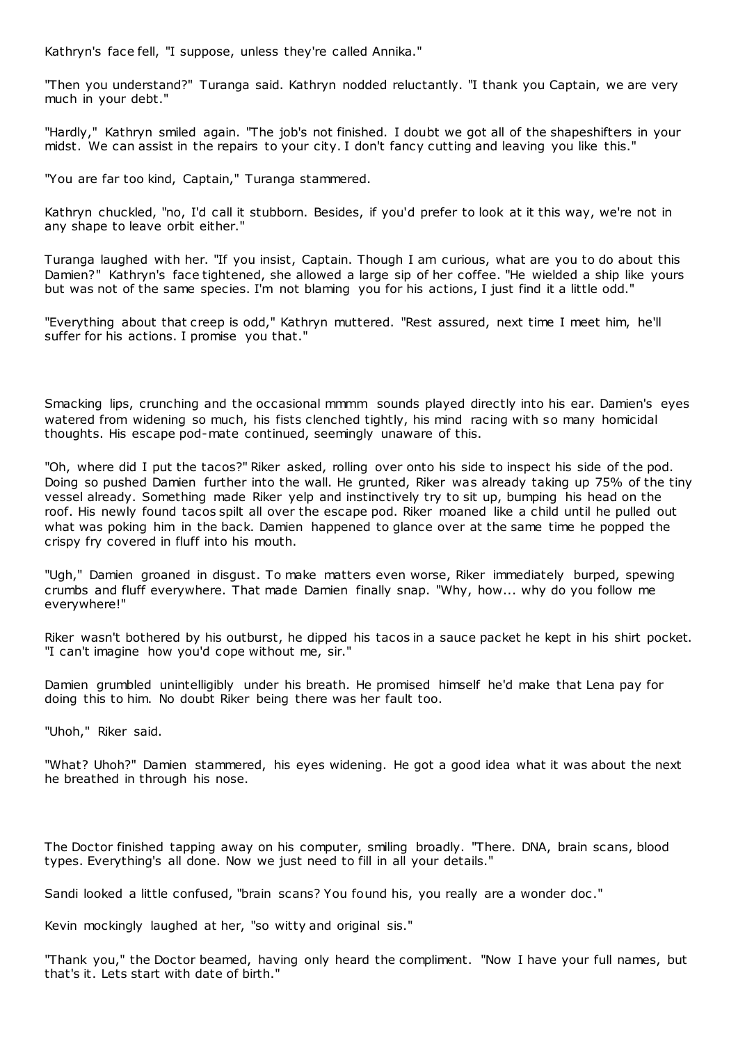Kathryn's face fell, "I suppose, unless they're called Annika."

"Then you understand?" Turanga said. Kathryn nodded reluctantly. "I thank you Captain, we are very much in your debt."

"Hardly," Kathryn smiled again. "The job's not finished. I doubt we got all of the shapeshifters in your midst. We can assist in the repairs to your city. I don't fancy cutting and leaving you like this."

"You are far too kind, Captain," Turanga stammered.

Kathryn chuckled, "no, I'd call it stubborn. Besides, if you'd prefer to look at it this way, we're not in any shape to leave orbit either."

Turanga laughed with her. "If you insist, Captain. Though I am curious, what are you to do about this Damien?" Kathryn's face tightened, she allowed a large sip of her coffee. "He wielded a ship like yours but was not of the same species. I'm not blaming you for his actions, I just find it a little odd."

"Everything about that creep is odd," Kathryn muttered. "Rest assured, next time I meet him, he'll suffer for his actions. I promise you that."

Smacking lips, crunching and the occasional mmmm sounds played directly into his ear. Damien's eyes watered from widening so much, his fists clenched tightly, his mind racing with so many homicidal thoughts. His escape pod-mate continued, seemingly unaware of this.

"Oh, where did I put the tacos?" Riker asked, rolling over onto his side to inspect his side of the pod. Doing so pushed Damien further into the wall. He grunted, Riker was already taking up 75% of the tiny vessel already. Something made Riker yelp and instinctively try to sit up, bumping his head on the roof. His newly found tacos spilt all over the escape pod. Riker moaned like a child until he pulled out what was poking him in the back. Damien happened to glance over at the same time he popped the crispy fry covered in fluff into his mouth.

"Ugh," Damien groaned in disgust. To make matters even worse, Riker immediately burped, spewing crumbs and fluff everywhere. That made Damien finally snap. "Why, how... why do you follow me everywhere!"

Riker wasn't bothered by his outburst, he dipped his tacos in a sauce packet he kept in his shirt pocket. "I can't imagine how you'd cope without me, sir."

Damien grumbled unintelligibly under his breath. He promised himself he'd make that Lena pay for doing this to him. No doubt Riker being there was her fault too.

"Uhoh," Riker said.

"What? Uhoh?" Damien stammered, his eyes widening. He got a good idea what it was about the next he breathed in through his nose.

The Doctor finished tapping away on his computer, smiling broadly. "There. DNA, brain scans, blood types. Everything's all done. Now we just need to fill in all your details."

Sandi looked a little confused, "brain scans? You found his, you really are a wonder doc."

Kevin mockingly laughed at her, "so witty and original sis."

"Thank you," the Doctor beamed, having only heard the compliment. "Now I have your full names, but that's it. Lets start with date of birth."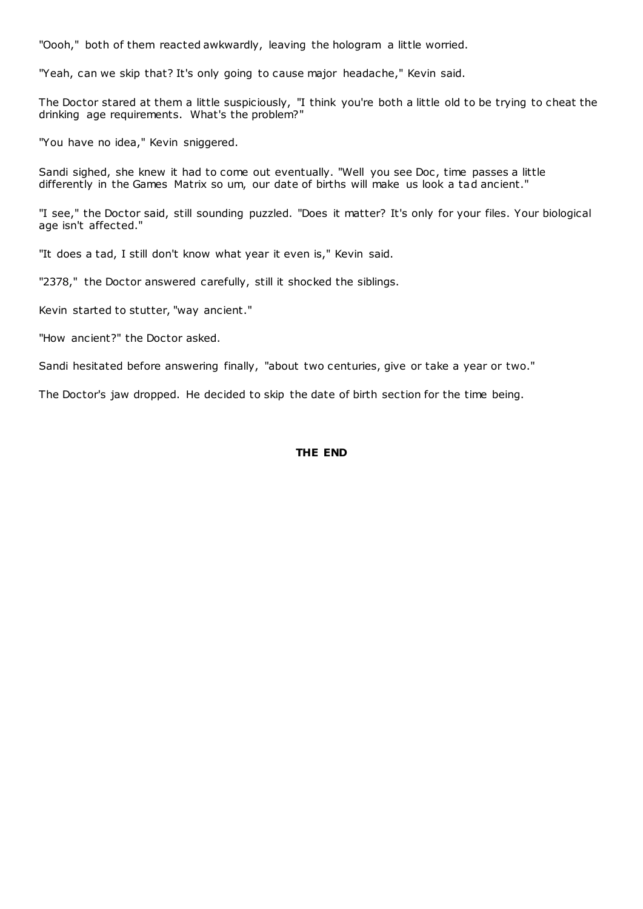"Oooh," both of them reacted awkwardly, leaving the hologram a little worried.

"Yeah, can we skip that? It's only going to cause major headache," Kevin said.

The Doctor stared at them a little suspiciously, "I think you're both a little old to be trying to cheat the drinking age requirements. What's the problem?"

"You have no idea," Kevin sniggered.

Sandi sighed, she knew it had to come out eventually. "Well you see Doc, time passes a little differently in the Games Matrix so um, our date of births will make us look a tad ancient."

"I see," the Doctor said, still sounding puzzled. "Does it matter? It's only for your files. Your biological age isn't affected."

"It does a tad, I still don't know what year it even is," Kevin said.

"2378," the Doctor answered carefully, still it shocked the siblings.

Kevin started to stutter, "way ancient."

"How ancient?" the Doctor asked.

Sandi hesitated before answering finally, "about two centuries, give or take a year or two."

The Doctor's jaw dropped. He decided to skip the date of birth section for the time being.

**THE END**